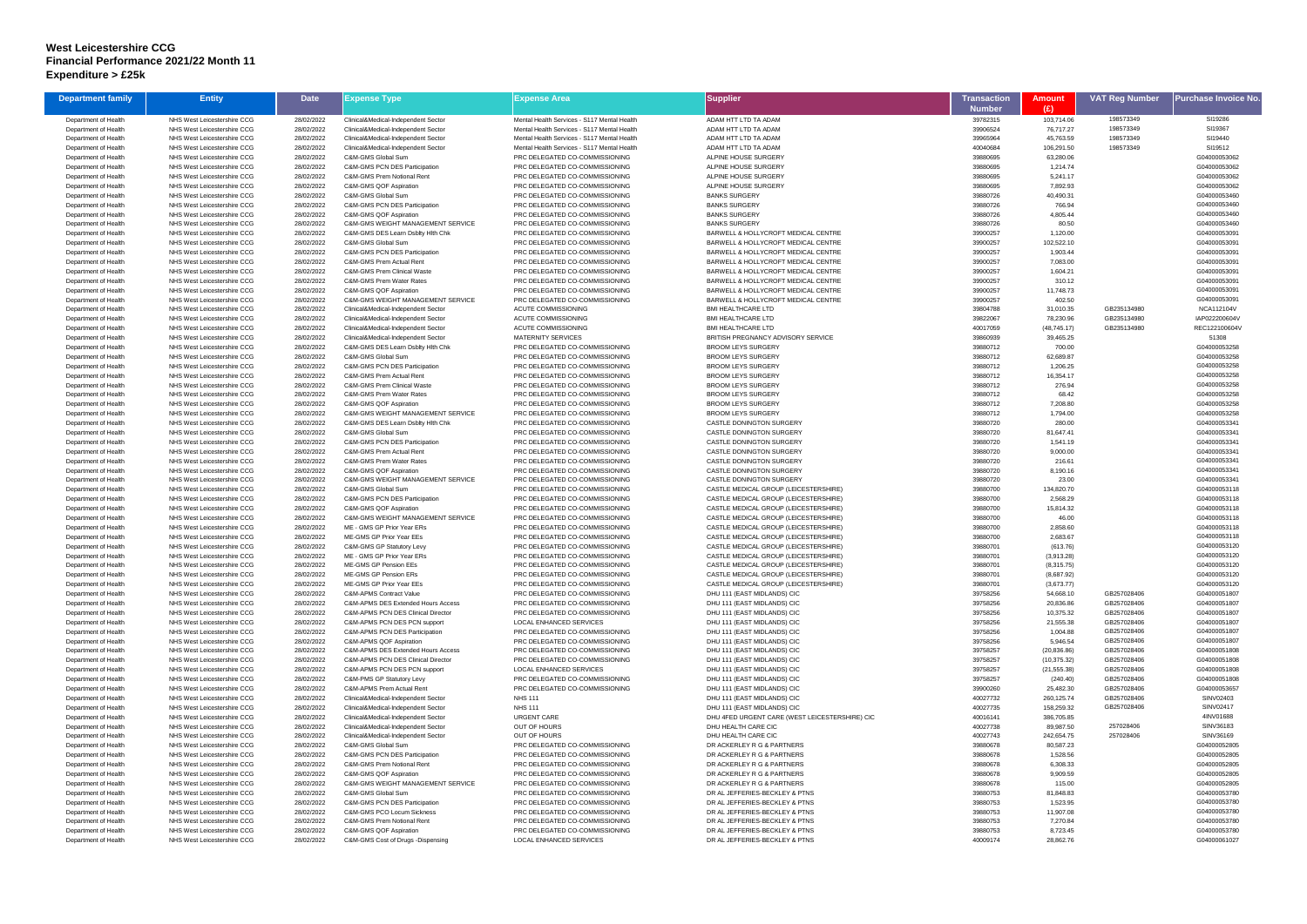# West Leicestershire CCG
# Financial Performance 2021/22 Month 11
# Expenditure > £25k

| Department family | Entity | Date | Expense Type | Expense Area | Supplier | Transaction Number | Amount (£) | VAT Reg Number | Purchase Invoice No. |
|---|---|---|---|---|---|---|---|---|---|
| Department of Health | NHS West Leicestershire CCG | 28/02/2022 | Clinical&Medical-Independent Sector | Mental Health Services - S117 Mental Health | ADAM HTT LTD TA ADAM | 39782315 | 103,714.06 | 198573349 | SI19286 |
| Department of Health | NHS West Leicestershire CCG | 28/02/2022 | Clinical&Medical-Independent Sector | Mental Health Services - S117 Mental Health | ADAM HTT LTD TA ADAM | 39906524 | 76,717.27 | 198573349 | SI19367 |
| Department of Health | NHS West Leicestershire CCG | 28/02/2022 | Clinical&Medical-Independent Sector | Mental Health Services - S117 Mental Health | ADAM HTT LTD TA ADAM | 39965964 | 45,763.59 | 198573349 | SI19440 |
| Department of Health | NHS West Leicestershire CCG | 28/02/2022 | Clinical&Medical-Independent Sector | Mental Health Services - S117 Mental Health | ADAM HTT LTD TA ADAM | 40040684 | 106,291.50 | 198573349 | SI19512 |
| Department of Health | NHS West Leicestershire CCG | 28/02/2022 | C&M-GMS Global Sum | PRC DELEGATED CO-COMMISSIONING | ALPINE HOUSE SURGERY | 39880695 | 63,280.06 | | G04000053062 |
| Department of Health | NHS West Leicestershire CCG | 28/02/2022 | C&M-GMS PCN DES Participation | PRC DELEGATED CO-COMMISSIONING | ALPINE HOUSE SURGERY | 39880695 | 1,214.74 | | G04000053062 |
| Department of Health | NHS West Leicestershire CCG | 28/02/2022 | C&M-GMS Prem Notional Rent | PRC DELEGATED CO-COMMISSIONING | ALPINE HOUSE SURGERY | 39880695 | 5,241.17 | | G04000053062 |
| Department of Health | NHS West Leicestershire CCG | 28/02/2022 | C&M-GMS QOF Aspiration | PRC DELEGATED CO-COMMISSIONING | ALPINE HOUSE SURGERY | 39880695 | 7,892.93 | | G04000053062 |
| Department of Health | NHS West Leicestershire CCG | 28/02/2022 | C&M-GMS Global Sum | PRC DELEGATED CO-COMMISSIONING | BANKS SURGERY | 39880726 | 40,490.31 | | G04000053460 |
| Department of Health | NHS West Leicestershire CCG | 28/02/2022 | C&M-GMS PCN DES Participation | PRC DELEGATED CO-COMMISSIONING | BANKS SURGERY | 39880726 | 766.94 | | G04000053460 |
| Department of Health | NHS West Leicestershire CCG | 28/02/2022 | C&M-GMS QOF Aspiration | PRC DELEGATED CO-COMMISSIONING | BANKS SURGERY | 39880726 | 4,805.44 | | G04000053460 |
| Department of Health | NHS West Leicestershire CCG | 28/02/2022 | C&M-GMS WEIGHT MANAGEMENT SERVICE | PRC DELEGATED CO-COMMISSIONING | BANKS SURGERY | 39880726 | 80.50 | | G04000053460 |
| Department of Health | NHS West Leicestershire CCG | 28/02/2022 | C&M-GMS DES Learn Dsblty Hlth Chk | PRC DELEGATED CO-COMMISSIONING | BARWELL & HOLLYCROFT MEDICAL CENTRE | 39900257 | 1,120.00 | | G04000053091 |
| Department of Health | NHS West Leicestershire CCG | 28/02/2022 | C&M-GMS Global Sum | PRC DELEGATED CO-COMMISSIONING | BARWELL & HOLLYCROFT MEDICAL CENTRE | 39900257 | 102,522.10 | | G04000053091 |
| Department of Health | NHS West Leicestershire CCG | 28/02/2022 | C&M-GMS PCN DES Participation | PRC DELEGATED CO-COMMISSIONING | BARWELL & HOLLYCROFT MEDICAL CENTRE | 39900257 | 1,903.44 | | G04000053091 |
| Department of Health | NHS West Leicestershire CCG | 28/02/2022 | C&M-GMS Prem Actual Rent | PRC DELEGATED CO-COMMISSIONING | BARWELL & HOLLYCROFT MEDICAL CENTRE | 39900257 | 7,083.00 | | G04000053091 |
| Department of Health | NHS West Leicestershire CCG | 28/02/2022 | C&M-GMS Prem Clinical Waste | PRC DELEGATED CO-COMMISSIONING | BARWELL & HOLLYCROFT MEDICAL CENTRE | 39900257 | 1,604.21 | | G04000053091 |
| Department of Health | NHS West Leicestershire CCG | 28/02/2022 | C&M-GMS Prem Water Rates | PRC DELEGATED CO-COMMISSIONING | BARWELL & HOLLYCROFT MEDICAL CENTRE | 39900257 | 310.12 | | G04000053091 |
| Department of Health | NHS West Leicestershire CCG | 28/02/2022 | C&M-GMS QOF Aspiration | PRC DELEGATED CO-COMMISSIONING | BARWELL & HOLLYCROFT MEDICAL CENTRE | 39900257 | 11,748.73 | | G04000053091 |
| Department of Health | NHS West Leicestershire CCG | 28/02/2022 | C&M-GMS WEIGHT MANAGEMENT SERVICE | PRC DELEGATED CO-COMMISSIONING | BARWELL & HOLLYCROFT MEDICAL CENTRE | 39900257 | 402.50 | | G04000053091 |
| Department of Health | NHS West Leicestershire CCG | 28/02/2022 | Clinical&Medical-Independent Sector | ACUTE COMMISSIONING | BMI HEALTHCARE LTD | 39804788 | 31,010.35 | GB235134980 | NCA112104V |
| Department of Health | NHS West Leicestershire CCG | 28/02/2022 | Clinical&Medical-Independent Sector | ACUTE COMMISSIONING | BMI HEALTHCARE LTD | 39822067 | 78,230.96 | GB235134980 | IAP022200604V |
| Department of Health | NHS West Leicestershire CCG | 28/02/2022 | Clinical&Medical-Independent Sector | ACUTE COMMISSIONING | BMI HEALTHCARE LTD | 40017059 | (48,745.17) | GB235134980 | REC122100604V |
| Department of Health | NHS West Leicestershire CCG | 28/02/2022 | Clinical&Medical-Independent Sector | MATERNITY SERVICES | BRITISH PREGNANCY ADVISORY SERVICE | 39860939 | 39,465.25 | | 51308 |
| Department of Health | NHS West Leicestershire CCG | 28/02/2022 | C&M-GMS DES Learn Dsblty Hlth Chk | PRC DELEGATED CO-COMMISSIONING | BROOM LEYS SURGERY | 39880712 | 700.00 | | G04000053258 |
| Department of Health | NHS West Leicestershire CCG | 28/02/2022 | C&M-GMS Global Sum | PRC DELEGATED CO-COMMISSIONING | BROOM LEYS SURGERY | 39880712 | 62,689.87 | | G04000053258 |
| Department of Health | NHS West Leicestershire CCG | 28/02/2022 | C&M-GMS PCN DES Participation | PRC DELEGATED CO-COMMISSIONING | BROOM LEYS SURGERY | 39880712 | 1,206.25 | | G04000053258 |
| Department of Health | NHS West Leicestershire CCG | 28/02/2022 | C&M-GMS Prem Actual Rent | PRC DELEGATED CO-COMMISSIONING | BROOM LEYS SURGERY | 39880712 | 16,354.17 | | G04000053258 |
| Department of Health | NHS West Leicestershire CCG | 28/02/2022 | C&M-GMS Prem Clinical Waste | PRC DELEGATED CO-COMMISSIONING | BROOM LEYS SURGERY | 39880712 | 276.94 | | G04000053258 |
| Department of Health | NHS West Leicestershire CCG | 28/02/2022 | C&M-GMS Prem Water Rates | PRC DELEGATED CO-COMMISSIONING | BROOM LEYS SURGERY | 39880712 | 68.42 | | G04000053258 |
| Department of Health | NHS West Leicestershire CCG | 28/02/2022 | C&M-GMS QOF Aspiration | PRC DELEGATED CO-COMMISSIONING | BROOM LEYS SURGERY | 39880712 | 7,208.80 | | G04000053258 |
| Department of Health | NHS West Leicestershire CCG | 28/02/2022 | C&M-GMS WEIGHT MANAGEMENT SERVICE | PRC DELEGATED CO-COMMISSIONING | BROOM LEYS SURGERY | 39880712 | 1,794.00 | | G04000053258 |
| Department of Health | NHS West Leicestershire CCG | 28/02/2022 | C&M-GMS DES Learn Dsblty Hlth Chk | PRC DELEGATED CO-COMMISSIONING | CASTLE DONINGTON SURGERY | 39880720 | 280.00 | | G04000053341 |
| Department of Health | NHS West Leicestershire CCG | 28/02/2022 | C&M-GMS Global Sum | PRC DELEGATED CO-COMMISSIONING | CASTLE DONINGTON SURGERY | 39880720 | 81,647.41 | | G04000053341 |
| Department of Health | NHS West Leicestershire CCG | 28/02/2022 | C&M-GMS PCN DES Participation | PRC DELEGATED CO-COMMISSIONING | CASTLE DONINGTON SURGERY | 39880720 | 1,541.19 | | G04000053341 |
| Department of Health | NHS West Leicestershire CCG | 28/02/2022 | C&M-GMS Prem Actual Rent | PRC DELEGATED CO-COMMISSIONING | CASTLE DONINGTON SURGERY | 39880720 | 9,000.00 | | G04000053341 |
| Department of Health | NHS West Leicestershire CCG | 28/02/2022 | C&M-GMS Prem Water Rates | PRC DELEGATED CO-COMMISSIONING | CASTLE DONINGTON SURGERY | 39880720 | 216.61 | | G04000053341 |
| Department of Health | NHS West Leicestershire CCG | 28/02/2022 | C&M-GMS QOF Aspiration | PRC DELEGATED CO-COMMISSIONING | CASTLE DONINGTON SURGERY | 39880720 | 8,190.16 | | G04000053341 |
| Department of Health | NHS West Leicestershire CCG | 28/02/2022 | C&M-GMS WEIGHT MANAGEMENT SERVICE | PRC DELEGATED CO-COMMISSIONING | CASTLE DONINGTON SURGERY | 39880720 | 23.00 | | G04000053341 |
| Department of Health | NHS West Leicestershire CCG | 28/02/2022 | C&M-GMS Global Sum | PRC DELEGATED CO-COMMISSIONING | CASTLE MEDICAL GROUP (LEICESTERSHIRE) | 39880700 | 134,820.70 | | G04000053118 |
| Department of Health | NHS West Leicestershire CCG | 28/02/2022 | C&M-GMS PCN DES Participation | PRC DELEGATED CO-COMMISSIONING | CASTLE MEDICAL GROUP (LEICESTERSHIRE) | 39880700 | 2,568.29 | | G04000053118 |
| Department of Health | NHS West Leicestershire CCG | 28/02/2022 | C&M-GMS QOF Aspiration | PRC DELEGATED CO-COMMISSIONING | CASTLE MEDICAL GROUP (LEICESTERSHIRE) | 39880700 | 15,814.32 | | G04000053118 |
| Department of Health | NHS West Leicestershire CCG | 28/02/2022 | C&M-GMS WEIGHT MANAGEMENT SERVICE | PRC DELEGATED CO-COMMISSIONING | CASTLE MEDICAL GROUP (LEICESTERSHIRE) | 39880700 | 46.00 | | G04000053118 |
| Department of Health | NHS West Leicestershire CCG | 28/02/2022 | ME - GMS GP Prior Year ERs | PRC DELEGATED CO-COMMISSIONING | CASTLE MEDICAL GROUP (LEICESTERSHIRE) | 39880700 | 2,858.60 | | G04000053118 |
| Department of Health | NHS West Leicestershire CCG | 28/02/2022 | ME-GMS GP Prior Year EEs | PRC DELEGATED CO-COMMISSIONING | CASTLE MEDICAL GROUP (LEICESTERSHIRE) | 39880700 | 2,683.67 | | G04000053118 |
| Department of Health | NHS West Leicestershire CCG | 28/02/2022 | C&M-GMS GP Statutory Levy | PRC DELEGATED CO-COMMISSIONING | CASTLE MEDICAL GROUP (LEICESTERSHIRE) | 39880701 | (613.76) | | G04000053120 |
| Department of Health | NHS West Leicestershire CCG | 28/02/2022 | ME - GMS GP Prior Year ERs | PRC DELEGATED CO-COMMISSIONING | CASTLE MEDICAL GROUP (LEICESTERSHIRE) | 39880701 | (3,913.28) | | G04000053120 |
| Department of Health | NHS West Leicestershire CCG | 28/02/2022 | ME-GMS GP Pension EEs | PRC DELEGATED CO-COMMISSIONING | CASTLE MEDICAL GROUP (LEICESTERSHIRE) | 39880701 | (8,315.75) | | G04000053120 |
| Department of Health | NHS West Leicestershire CCG | 28/02/2022 | ME-GMS GP Pension ERs | PRC DELEGATED CO-COMMISSIONING | CASTLE MEDICAL GROUP (LEICESTERSHIRE) | 39880701 | (8,687.92) | | G04000053120 |
| Department of Health | NHS West Leicestershire CCG | 28/02/2022 | ME-GMS GP Prior Year EEs | PRC DELEGATED CO-COMMISSIONING | CASTLE MEDICAL GROUP (LEICESTERSHIRE) | 39880701 | (3,673.77) | | G04000053120 |
| Department of Health | NHS West Leicestershire CCG | 28/02/2022 | C&M-APMS Contract Value | PRC DELEGATED CO-COMMISSIONING | DHU 111 (EAST MIDLANDS) CIC | 39758256 | 54,668.10 | GB257028406 | G04000051807 |
| Department of Health | NHS West Leicestershire CCG | 28/02/2022 | C&M-APMS DES Extended Hours Access | PRC DELEGATED CO-COMMISSIONING | DHU 111 (EAST MIDLANDS) CIC | 39758256 | 20,836.86 | GB257028406 | G04000051807 |
| Department of Health | NHS West Leicestershire CCG | 28/02/2022 | C&M-APMS PCN DES Clinical Director | PRC DELEGATED CO-COMMISSIONING | DHU 111 (EAST MIDLANDS) CIC | 39758256 | 10,375.32 | GB257028406 | G04000051807 |
| Department of Health | NHS West Leicestershire CCG | 28/02/2022 | C&M-APMS PCN DES PCN support | LOCAL ENHANCED SERVICES | DHU 111 (EAST MIDLANDS) CIC | 39758256 | 21,555.38 | GB257028406 | G04000051807 |
| Department of Health | NHS West Leicestershire CCG | 28/02/2022 | C&M-APMS PCN DES Participation | PRC DELEGATED CO-COMMISSIONING | DHU 111 (EAST MIDLANDS) CIC | 39758256 | 1,004.88 | GB257028406 | G04000051807 |
| Department of Health | NHS West Leicestershire CCG | 28/02/2022 | C&M-APMS QOF Aspiration | PRC DELEGATED CO-COMMISSIONING | DHU 111 (EAST MIDLANDS) CIC | 39758256 | 5,946.54 | GB257028406 | G04000051807 |
| Department of Health | NHS West Leicestershire CCG | 28/02/2022 | C&M-APMS DES Extended Hours Access | PRC DELEGATED CO-COMMISSIONING | DHU 111 (EAST MIDLANDS) CIC | 39758257 | (20,836.86) | GB257028406 | G04000051808 |
| Department of Health | NHS West Leicestershire CCG | 28/02/2022 | C&M-APMS PCN DES Clinical Director | PRC DELEGATED CO-COMMISSIONING | DHU 111 (EAST MIDLANDS) CIC | 39758257 | (10,375.32) | GB257028406 | G04000051808 |
| Department of Health | NHS West Leicestershire CCG | 28/02/2022 | C&M-APMS PCN DES PCN support | LOCAL ENHANCED SERVICES | DHU 111 (EAST MIDLANDS) CIC | 39758257 | (21,555.38) | GB257028406 | G04000051808 |
| Department of Health | NHS West Leicestershire CCG | 28/02/2022 | C&M-PMS GP Statutory Levy | PRC DELEGATED CO-COMMISSIONING | DHU 111 (EAST MIDLANDS) CIC | 39758257 | (240.40) | GB257028406 | G04000051808 |
| Department of Health | NHS West Leicestershire CCG | 28/02/2022 | C&M-APMS Prem Actual Rent | PRC DELEGATED CO-COMMISSIONING | DHU 111 (EAST MIDLANDS) CIC | 39900260 | 25,482.30 | GB257028406 | G04000053657 |
| Department of Health | NHS West Leicestershire CCG | 28/02/2022 | Clinical&Medical-Independent Sector | NHS 111 | DHU 111 (EAST MIDLANDS) CIC | 40027732 | 260,125.74 | GB257028406 | SINV02403 |
| Department of Health | NHS West Leicestershire CCG | 28/02/2022 | Clinical&Medical-Independent Sector | NHS 111 | DHU 111 (EAST MIDLANDS) CIC | 40027735 | 158,259.32 | GB257028406 | SINV02417 |
| Department of Health | NHS West Leicestershire CCG | 28/02/2022 | Clinical&Medical-Independent Sector | URGENT CARE | DHU 4FED URGENT CARE (WEST LEICESTERSHIRE) CIC | 40016141 | 386,705.85 | | 4INV01688 |
| Department of Health | NHS West Leicestershire CCG | 28/02/2022 | Clinical&Medical-Independent Sector | OUT OF HOURS | DHU HEALTH CARE CIC | 40027738 | 89,987.50 | 257028406 | SINV36183 |
| Department of Health | NHS West Leicestershire CCG | 28/02/2022 | Clinical&Medical-Independent Sector | OUT OF HOURS | DHU HEALTH CARE CIC | 40027743 | 242,654.75 | 257028406 | SINV36169 |
| Department of Health | NHS West Leicestershire CCG | 28/02/2022 | C&M-GMS Global Sum | PRC DELEGATED CO-COMMISSIONING | DR ACKERLEY R G & PARTNERS | 39880678 | 80,587.23 | | G04000052805 |
| Department of Health | NHS West Leicestershire CCG | 28/02/2022 | C&M-GMS PCN DES Participation | PRC DELEGATED CO-COMMISSIONING | DR ACKERLEY R G & PARTNERS | 39880678 | 1,528.56 | | G04000052805 |
| Department of Health | NHS West Leicestershire CCG | 28/02/2022 | C&M-GMS Prem Notional Rent | PRC DELEGATED CO-COMMISSIONING | DR ACKERLEY R G & PARTNERS | 39880678 | 6,308.33 | | G04000052805 |
| Department of Health | NHS West Leicestershire CCG | 28/02/2022 | C&M-GMS QOF Aspiration | PRC DELEGATED CO-COMMISSIONING | DR ACKERLEY R G & PARTNERS | 39880678 | 9,909.59 | | G04000052805 |
| Department of Health | NHS West Leicestershire CCG | 28/02/2022 | C&M-GMS WEIGHT MANAGEMENT SERVICE | PRC DELEGATED CO-COMMISSIONING | DR ACKERLEY R G & PARTNERS | 39880678 | 115.00 | | G04000052805 |
| Department of Health | NHS West Leicestershire CCG | 28/02/2022 | C&M-GMS Global Sum | PRC DELEGATED CO-COMMISSIONING | DR AL JEFFERIES-BECKLEY & PTNS | 39880753 | 81,848.83 | | G04000053780 |
| Department of Health | NHS West Leicestershire CCG | 28/02/2022 | C&M-GMS PCN DES Participation | PRC DELEGATED CO-COMMISSIONING | DR AL JEFFERIES-BECKLEY & PTNS | 39880753 | 1,523.95 | | G04000053780 |
| Department of Health | NHS West Leicestershire CCG | 28/02/2022 | C&M-GMS PCO Locum Sickness | PRC DELEGATED CO-COMMISSIONING | DR AL JEFFERIES-BECKLEY & PTNS | 39880753 | 11,907.08 | | G04000053780 |
| Department of Health | NHS West Leicestershire CCG | 28/02/2022 | C&M-GMS Prem Notional Rent | PRC DELEGATED CO-COMMISSIONING | DR AL JEFFERIES-BECKLEY & PTNS | 39880753 | 7,270.84 | | G04000053780 |
| Department of Health | NHS West Leicestershire CCG | 28/02/2022 | C&M-GMS QOF Aspiration | PRC DELEGATED CO-COMMISSIONING | DR AL JEFFERIES-BECKLEY & PTNS | 39880753 | 8,723.45 | | G04000053780 |
| Department of Health | NHS West Leicestershire CCG | 28/02/2022 | C&M-GMS Cost of Drugs -Dispensing | LOCAL ENHANCED SERVICES | DR AL JEFFERIES-BECKLEY & PTNS | 40009174 | 28,862.76 | | G04000061027 |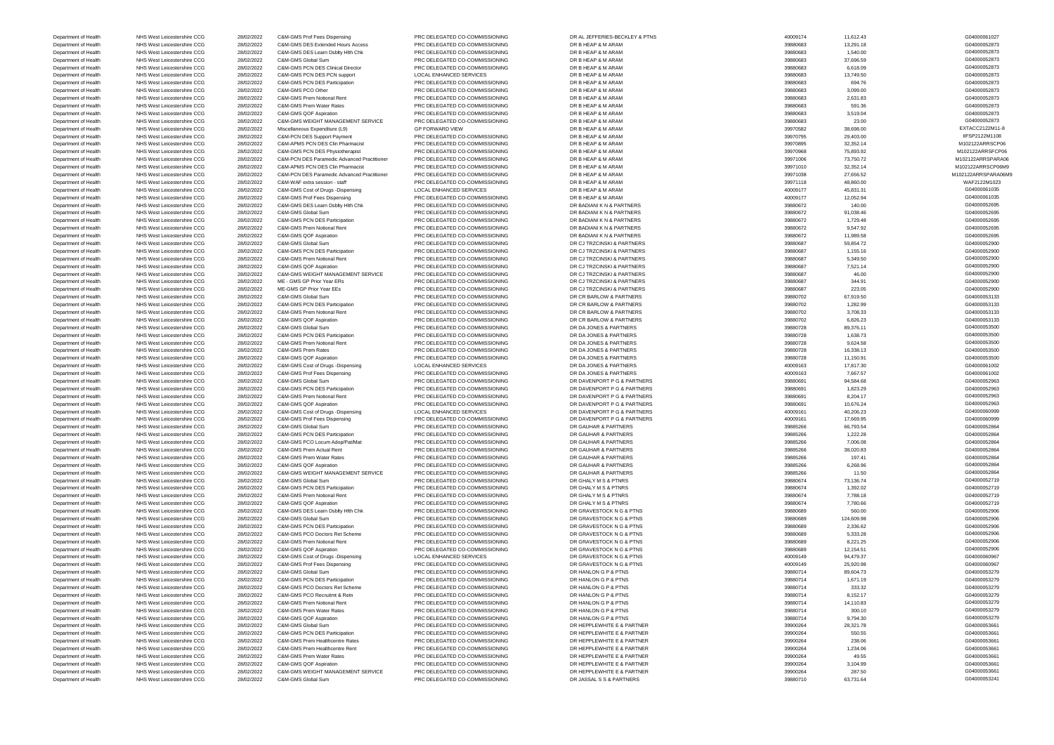| | | | | | | | | |
|---|---|---|---|---|---|---|---|---|
| Department of Health | NHS West Leicestershire CCG | 28/02/2022 | C&M-GMS Prof Fees Dispensing | PRC DELEGATED CO-COMMISSIONING | DR AL JEFFERIES-BECKLEY & PTNS | 40009174 | 11,612.43 | G04000061027 |
| Department of Health | NHS West Leicestershire CCG | 28/02/2022 | C&M-GMS DES Extended Hours Access | PRC DELEGATED CO-COMMISSIONING | DR B HEAP & M ARAM | 39880683 | 13,291.18 | G04000052873 |
| Department of Health | NHS West Leicestershire CCG | 28/02/2022 | C&M-GMS DES Learn Dsblty Hlth Chk | PRC DELEGATED CO-COMMISSIONING | DR B HEAP & M ARAM | 39880683 | 1,540.00 | G04000052873 |
| Department of Health | NHS West Leicestershire CCG | 28/02/2022 | C&M-GMS Global Sum | PRC DELEGATED CO-COMMISSIONING | DR B HEAP & M ARAM | 39880683 | 37,696.59 | G04000052873 |
| Department of Health | NHS West Leicestershire CCG | 28/02/2022 | C&M-GMS PCN DES Clinical Director | PRC DELEGATED CO-COMMISSIONING | DR B HEAP & M ARAM | 39880683 | 6,618.09 | G04000052873 |
| Department of Health | NHS West Leicestershire CCG | 28/02/2022 | C&M-GMS PCN DES PCN support | LOCAL ENHANCED SERVICES | DR B HEAP & M ARAM | 39880683 | 13,749.50 | G04000052873 |
| Department of Health | NHS West Leicestershire CCG | 28/02/2022 | C&M-GMS PCN DES Participation | PRC DELEGATED CO-COMMISSIONING | DR B HEAP & M ARAM | 39880683 | 694.76 | G04000052873 |
| Department of Health | NHS West Leicestershire CCG | 28/02/2022 | C&M-GMS PCO Other | PRC DELEGATED CO-COMMISSIONING | DR B HEAP & M ARAM | 39880683 | 3,099.00 | G04000052873 |
| Department of Health | NHS West Leicestershire CCG | 28/02/2022 | C&M-GMS Prem Notional Rent | PRC DELEGATED CO-COMMISSIONING | DR B HEAP & M ARAM | 39880683 | 2,631.83 | G04000052873 |
| Department of Health | NHS West Leicestershire CCG | 28/02/2022 | C&M-GMS Prem Water Rates | PRC DELEGATED CO-COMMISSIONING | DR B HEAP & M ARAM | 39880683 | 591.36 | G04000052873 |
| Department of Health | NHS West Leicestershire CCG | 28/02/2022 | C&M-GMS QOF Aspiration | PRC DELEGATED CO-COMMISSIONING | DR B HEAP & M ARAM | 39880683 | 3,519.04 | G04000052873 |
| Department of Health | NHS West Leicestershire CCG | 28/02/2022 | C&M-GMS WEIGHT MANAGEMENT SERVICE | PRC DELEGATED CO-COMMISSIONING | DR B HEAP & M ARAM | 39880683 | 23.00 | G04000052873 |
| Department of Health | NHS West Leicestershire CCG | 28/02/2022 | Miscellaneous Expenditure (L9) | GP FORWARD VIEW | DR B HEAP & M ARAM | 39970582 | 38,698.00 | EXTACC2122M11-8 |
| Department of Health | NHS West Leicestershire CCG | 28/02/2022 | C&M-PCN DES Support Payment | PRC DELEGATED CO-COMMISSIONING | DR B HEAP & M ARAM | 39970795 | 29,403.00 | IIFSP2122M1108 |
| Department of Health | NHS West Leicestershire CCG | 28/02/2022 | C&M-APMS PCN DES Clin Pharmacist | PRC DELEGATED CO-COMMISSIONING | DR B HEAP & M ARAM | 39970895 | 32,352.14 | M102122ARRSCP06 |
| Department of Health | NHS West Leicestershire CCG | 28/02/2022 | C&M-GMS PCN DES Physiotherapist | PRC DELEGATED CO-COMMISSIONING | DR B HEAP & M ARAM | 39970968 | 75,893.92 | M102122ARRSFCP06 |
| Department of Health | NHS West Leicestershire CCG | 28/02/2022 | C&M-PCN DES Paramedic Advanced Practitioner | PRC DELEGATED CO-COMMISSIONING | DR B HEAP & M ARAM | 39971006 | 73,750.72 | M102122ARRSPARA06 |
| Department of Health | NHS West Leicestershire CCG | 28/02/2022 | C&M-APMS PCN DES Clin Pharmacist | PRC DELEGATED CO-COMMISSIONING | DR B HEAP & M ARAM | 39971010 | 32,352.14 | M102122ARRSCP06M9 |
| Department of Health | NHS West Leicestershire CCG | 28/02/2022 | C&M-PCN DES Paramedic Advanced Practitioner | PRC DELEGATED CO-COMMISSIONING | DR B HEAP & M ARAM | 39971038 | 27,656.52 | M102122ARRSPARA06M9 |
| Department of Health | NHS West Leicestershire CCG | 28/02/2022 | C&M-WAF extra session - staff | PRC DELEGATED CO-COMMISSIONING | DR B HEAP & M ARAM | 39971118 | 48,860.00 | WAF2122M1023 |
| Department of Health | NHS West Leicestershire CCG | 28/02/2022 | C&M-GMS Cost of Drugs -Dispensing | LOCAL ENHANCED SERVICES | DR B HEAP & M ARAM | 40009177 | 45,831.31 | G04000061035 |
| Department of Health | NHS West Leicestershire CCG | 28/02/2022 | C&M-GMS Prof Fees Dispensing | PRC DELEGATED CO-COMMISSIONING | DR B HEAP & M ARAM | 40009177 | 12,052.94 | G04000061035 |
| Department of Health | NHS West Leicestershire CCG | 28/02/2022 | C&M-GMS DES Learn Dsblty Hlth Chk | PRC DELEGATED CO-COMMISSIONING | DR BADIANI K N & PARTNERS | 39880672 | 140.00 | G04000052695 |
| Department of Health | NHS West Leicestershire CCG | 28/02/2022 | C&M-GMS Global Sum | PRC DELEGATED CO-COMMISSIONING | DR BADIANI K N & PARTNERS | 39880672 | 91,038.46 | G04000052695 |
| Department of Health | NHS West Leicestershire CCG | 28/02/2022 | C&M-GMS PCN DES Participation | PRC DELEGATED CO-COMMISSIONING | DR BADIANI K N & PARTNERS | 39880672 | 1,729.48 | G04000052695 |
| Department of Health | NHS West Leicestershire CCG | 28/02/2022 | C&M-GMS Prem Notional Rent | PRC DELEGATED CO-COMMISSIONING | DR BADIANI K N & PARTNERS | 39880672 | 9,547.92 | G04000052695 |
| Department of Health | NHS West Leicestershire CCG | 28/02/2022 | C&M-GMS QOF Aspiration | PRC DELEGATED CO-COMMISSIONING | DR BADIANI K N & PARTNERS | 39880672 | 11,989.58 | G04000052695 |
| Department of Health | NHS West Leicestershire CCG | 28/02/2022 | C&M-GMS Global Sum | PRC DELEGATED CO-COMMISSIONING | DR CJ TRZCINSKI & PARTNERS | 39880687 | 59,854.72 | G04000052900 |
| Department of Health | NHS West Leicestershire CCG | 28/02/2022 | C&M-GMS PCN DES Participation | PRC DELEGATED CO-COMMISSIONING | DR CJ TRZCINSKI & PARTNERS | 39880687 | 1,155.16 | G04000052900 |
| Department of Health | NHS West Leicestershire CCG | 28/02/2022 | C&M-GMS Prem Notional Rent | PRC DELEGATED CO-COMMISSIONING | DR CJ TRZCINSKI & PARTNERS | 39880687 | 5,349.50 | G04000052900 |
| Department of Health | NHS West Leicestershire CCG | 28/02/2022 | C&M-GMS QOF Aspiration | PRC DELEGATED CO-COMMISSIONING | DR CJ TRZCINSKI & PARTNERS | 39880687 | 7,521.14 | G04000052900 |
| Department of Health | NHS West Leicestershire CCG | 28/02/2022 | C&M-GMS WEIGHT MANAGEMENT SERVICE | PRC DELEGATED CO-COMMISSIONING | DR CJ TRZCINSKI & PARTNERS | 39880687 | 46.00 | G04000052900 |
| Department of Health | NHS West Leicestershire CCG | 28/02/2022 | ME - GMS GP Prior Year ERs | PRC DELEGATED CO-COMMISSIONING | DR CJ TRZCINSKI & PARTNERS | 39880687 | 344.91 | G04000052900 |
| Department of Health | NHS West Leicestershire CCG | 28/02/2022 | ME-GMS GP Prior Year EEs | PRC DELEGATED CO-COMMISSIONING | DR CJ TRZCINSKI & PARTNERS | 39880687 | 223.05 | G04000052900 |
| Department of Health | NHS West Leicestershire CCG | 28/02/2022 | C&M-GMS Global Sum | PRC DELEGATED CO-COMMISSIONING | DR CR BARLOW & PARTNERS | 39880702 | 67,919.50 | G04000053133 |
| Department of Health | NHS West Leicestershire CCG | 28/02/2022 | C&M-GMS PCN DES Participation | PRC DELEGATED CO-COMMISSIONING | DR CR BARLOW & PARTNERS | 39880702 | 1,282.99 | G04000053133 |
| Department of Health | NHS West Leicestershire CCG | 28/02/2022 | C&M-GMS Prem Notional Rent | PRC DELEGATED CO-COMMISSIONING | DR CR BARLOW & PARTNERS | 39880702 | 3,708.33 | G04000053133 |
| Department of Health | NHS West Leicestershire CCG | 28/02/2022 | C&M-GMS QOF Aspiration | PRC DELEGATED CO-COMMISSIONING | DR CR BARLOW & PARTNERS | 39880702 | 6,826.23 | G04000053133 |
| Department of Health | NHS West Leicestershire CCG | 28/02/2022 | C&M-GMS Global Sum | PRC DELEGATED CO-COMMISSIONING | DR DA JONES & PARTNERS | 39880728 | 89,376.11 | G04000053500 |
| Department of Health | NHS West Leicestershire CCG | 28/02/2022 | C&M-GMS PCN DES Participation | PRC DELEGATED CO-COMMISSIONING | DR DA JONES & PARTNERS | 39880728 | 1,638.73 | G04000053500 |
| Department of Health | NHS West Leicestershire CCG | 28/02/2022 | C&M-GMS Prem Notional Rent | PRC DELEGATED CO-COMMISSIONING | DR DA JONES & PARTNERS | 39880728 | 9,624.58 | G04000053500 |
| Department of Health | NHS West Leicestershire CCG | 28/02/2022 | C&M-GMS Prem Rates | PRC DELEGATED CO-COMMISSIONING | DR DA JONES & PARTNERS | 39880728 | 16,338.13 | G04000053500 |
| Department of Health | NHS West Leicestershire CCG | 28/02/2022 | C&M-GMS QOF Aspiration | PRC DELEGATED CO-COMMISSIONING | DR DA JONES & PARTNERS | 39880728 | 11,150.91 | G04000053500 |
| Department of Health | NHS West Leicestershire CCG | 28/02/2022 | C&M-GMS Cost of Drugs -Dispensing | LOCAL ENHANCED SERVICES | DR DA JONES & PARTNERS | 40009163 | 17,817.30 | G04000061002 |
| Department of Health | NHS West Leicestershire CCG | 28/02/2022 | C&M-GMS Prof Fees Dispensing | PRC DELEGATED CO-COMMISSIONING | DR DA JONES & PARTNERS | 40009163 | 7,667.57 | G04000061002 |
| Department of Health | NHS West Leicestershire CCG | 28/02/2022 | C&M-GMS Global Sum | PRC DELEGATED CO-COMMISSIONING | DR DAVENPORT P G & PARTNERS | 39880691 | 94,584.68 | G04000052963 |
| Department of Health | NHS West Leicestershire CCG | 28/02/2022 | C&M-GMS PCN DES Participation | PRC DELEGATED CO-COMMISSIONING | DR DAVENPORT P G & PARTNERS | 39880691 | 1,823.29 | G04000052963 |
| Department of Health | NHS West Leicestershire CCG | 28/02/2022 | C&M-GMS Prem Notional Rent | PRC DELEGATED CO-COMMISSIONING | DR DAVENPORT P G & PARTNERS | 39880691 | 8,204.17 | G04000052963 |
| Department of Health | NHS West Leicestershire CCG | 28/02/2022 | C&M-GMS QOF Aspiration | PRC DELEGATED CO-COMMISSIONING | DR DAVENPORT P G & PARTNERS | 39880691 | 10,676.24 | G04000052963 |
| Department of Health | NHS West Leicestershire CCG | 28/02/2022 | C&M-GMS Cost of Drugs -Dispensing | LOCAL ENHANCED SERVICES | DR DAVENPORT P G & PARTNERS | 40009161 | 40,206.23 | G04000060999 |
| Department of Health | NHS West Leicestershire CCG | 28/02/2022 | C&M-GMS Prof Fees Dispensing | PRC DELEGATED CO-COMMISSIONING | DR DAVENPORT P G & PARTNERS | 40009161 | 17,669.95 | G04000060999 |
| Department of Health | NHS West Leicestershire CCG | 28/02/2022 | C&M-GMS Global Sum | PRC DELEGATED CO-COMMISSIONING | DR GAUHAR & PARTNERS | 39885266 | 66,793.54 | G04000052864 |
| Department of Health | NHS West Leicestershire CCG | 28/02/2022 | C&M-GMS PCN DES Participation | PRC DELEGATED CO-COMMISSIONING | DR GAUHAR & PARTNERS | 39885266 | 1,222.28 | G04000052864 |
| Department of Health | NHS West Leicestershire CCG | 28/02/2022 | C&M-GMS PCO Locum Adop/Pat/Mat | PRC DELEGATED CO-COMMISSIONING | DR GAUHAR & PARTNERS | 39885266 | 7,006.08 | G04000052864 |
| Department of Health | NHS West Leicestershire CCG | 28/02/2022 | C&M-GMS Prem Actual Rent | PRC DELEGATED CO-COMMISSIONING | DR GAUHAR & PARTNERS | 39885266 | 38,020.83 | G04000052864 |
| Department of Health | NHS West Leicestershire CCG | 28/02/2022 | C&M-GMS Prem Water Rates | PRC DELEGATED CO-COMMISSIONING | DR GAUHAR & PARTNERS | 39885266 | 197.41 | G04000052864 |
| Department of Health | NHS West Leicestershire CCG | 28/02/2022 | C&M-GMS QOF Aspiration | PRC DELEGATED CO-COMMISSIONING | DR GAUHAR & PARTNERS | 39885266 | 6,268.96 | G04000052864 |
| Department of Health | NHS West Leicestershire CCG | 28/02/2022 | C&M-GMS WEIGHT MANAGEMENT SERVICE | PRC DELEGATED CO-COMMISSIONING | DR GAUHAR & PARTNERS | 39885266 | 11.50 | G04000052864 |
| Department of Health | NHS West Leicestershire CCG | 28/02/2022 | C&M-GMS Global Sum | PRC DELEGATED CO-COMMISSIONING | DR GHALY M S & PTNRS | 39880674 | 73,136.74 | G04000052719 |
| Department of Health | NHS West Leicestershire CCG | 28/02/2022 | C&M-GMS PCN DES Participation | PRC DELEGATED CO-COMMISSIONING | DR GHALY M S & PTNRS | 39880674 | 1,392.02 | G04000052719 |
| Department of Health | NHS West Leicestershire CCG | 28/02/2022 | C&M-GMS Prem Notional Rent | PRC DELEGATED CO-COMMISSIONING | DR GHALY M S & PTNRS | 39880674 | 7,788.18 | G04000052719 |
| Department of Health | NHS West Leicestershire CCG | 28/02/2022 | C&M-GMS QOF Aspiration | PRC DELEGATED CO-COMMISSIONING | DR GHALY M S & PTNRS | 39880674 | 7,780.66 | G04000052719 |
| Department of Health | NHS West Leicestershire CCG | 28/02/2022 | C&M-GMS DES Learn Dsblty Hlth Chk | PRC DELEGATED CO-COMMISSIONING | DR GRAVESTOCK N G & PTNS | 39880689 | 560.00 | G04000052906 |
| Department of Health | NHS West Leicestershire CCG | 28/02/2022 | C&M-GMS Global Sum | PRC DELEGATED CO-COMMISSIONING | DR GRAVESTOCK N G & PTNS | 39880689 | 124,609.98 | G04000052906 |
| Department of Health | NHS West Leicestershire CCG | 28/02/2022 | C&M-GMS PCN DES Participation | PRC DELEGATED CO-COMMISSIONING | DR GRAVESTOCK N G & PTNS | 39880689 | 2,336.62 | G04000052906 |
| Department of Health | NHS West Leicestershire CCG | 28/02/2022 | C&M-GMS PCO Doctors Ret Scheme | PRC DELEGATED CO-COMMISSIONING | DR GRAVESTOCK N G & PTNS | 39880689 | 5,333.28 | G04000052906 |
| Department of Health | NHS West Leicestershire CCG | 28/02/2022 | C&M-GMS Prem Notional Rent | PRC DELEGATED CO-COMMISSIONING | DR GRAVESTOCK N G & PTNS | 39880689 | 8,221.25 | G04000052906 |
| Department of Health | NHS West Leicestershire CCG | 28/02/2022 | C&M-GMS QOF Aspiration | PRC DELEGATED CO-COMMISSIONING | DR GRAVESTOCK N G & PTNS | 39880689 | 12,154.51 | G04000052906 |
| Department of Health | NHS West Leicestershire CCG | 28/02/2022 | C&M-GMS Cost of Drugs -Dispensing | LOCAL ENHANCED SERVICES | DR GRAVESTOCK N G & PTNS | 40009149 | 94,479.37 | G04000060967 |
| Department of Health | NHS West Leicestershire CCG | 28/02/2022 | C&M-GMS Prof Fees Dispensing | PRC DELEGATED CO-COMMISSIONING | DR GRAVESTOCK N G & PTNS | 40009149 | 25,920.98 | G04000060967 |
| Department of Health | NHS West Leicestershire CCG | 28/02/2022 | C&M-GMS Global Sum | PRC DELEGATED CO-COMMISSIONING | DR HANLON G P & PTNS | 39880714 | 89,604.73 | G04000053279 |
| Department of Health | NHS West Leicestershire CCG | 28/02/2022 | C&M-GMS PCN DES Participation | PRC DELEGATED CO-COMMISSIONING | DR HANLON G P & PTNS | 39880714 | 1,671.19 | G04000053279 |
| Department of Health | NHS West Leicestershire CCG | 28/02/2022 | C&M-GMS PCO Doctors Ret Scheme | PRC DELEGATED CO-COMMISSIONING | DR HANLON G P & PTNS | 39880714 | 333.32 | G04000053279 |
| Department of Health | NHS West Leicestershire CCG | 28/02/2022 | C&M-GMS PCO Recruitmt & Retn | PRC DELEGATED CO-COMMISSIONING | DR HANLON G P & PTNS | 39880714 | 8,152.17 | G04000053279 |
| Department of Health | NHS West Leicestershire CCG | 28/02/2022 | C&M-GMS Prem Notional Rent | PRC DELEGATED CO-COMMISSIONING | DR HANLON G P & PTNS | 39880714 | 14,110.83 | G04000053279 |
| Department of Health | NHS West Leicestershire CCG | 28/02/2022 | C&M-GMS Prem Water Rates | PRC DELEGATED CO-COMMISSIONING | DR HANLON G P & PTNS | 39880714 | 300.10 | G04000053279 |
| Department of Health | NHS West Leicestershire CCG | 28/02/2022 | C&M-GMS QOF Aspiration | PRC DELEGATED CO-COMMISSIONING | DR HANLON G P & PTNS | 39880714 | 9,794.30 | G04000053279 |
| Department of Health | NHS West Leicestershire CCG | 28/02/2022 | C&M-GMS Global Sum | PRC DELEGATED CO-COMMISSIONING | DR HEPPLEWHITE E & PARTNER | 39900264 | 28,321.78 | G04000053661 |
| Department of Health | NHS West Leicestershire CCG | 28/02/2022 | C&M-GMS PCN DES Participation | PRC DELEGATED CO-COMMISSIONING | DR HEPPLEWHITE E & PARTNER | 39900264 | 550.55 | G04000053661 |
| Department of Health | NHS West Leicestershire CCG | 28/02/2022 | C&M-GMS Prem Healthcentre Rates | PRC DELEGATED CO-COMMISSIONING | DR HEPPLEWHITE E & PARTNER | 39900264 | 238.06 | G04000053661 |
| Department of Health | NHS West Leicestershire CCG | 28/02/2022 | C&M-GMS Prem Healthcentre Rent | PRC DELEGATED CO-COMMISSIONING | DR HEPPLEWHITE E & PARTNER | 39900264 | 1,234.06 | G04000053661 |
| Department of Health | NHS West Leicestershire CCG | 28/02/2022 | C&M-GMS Prem Water Rates | PRC DELEGATED CO-COMMISSIONING | DR HEPPLEWHITE E & PARTNER | 39900264 | 49.55 | G04000053661 |
| Department of Health | NHS West Leicestershire CCG | 28/02/2022 | C&M-GMS QOF Aspiration | PRC DELEGATED CO-COMMISSIONING | DR HEPPLEWHITE E & PARTNER | 39900264 | 3,104.99 | G04000053661 |
| Department of Health | NHS West Leicestershire CCG | 28/02/2022 | C&M-GMS WEIGHT MANAGEMENT SERVICE | PRC DELEGATED CO-COMMISSIONING | DR HEPPLEWHITE E & PARTNER | 39900264 | 287.50 | G04000053661 |
| Department of Health | NHS West Leicestershire CCG | 28/02/2022 | C&M-GMS Global Sum | PRC DELEGATED CO-COMMISSIONING | DR JASSAL S S & PARTNERS | 39880710 | 63,731.64 | G04000053241 |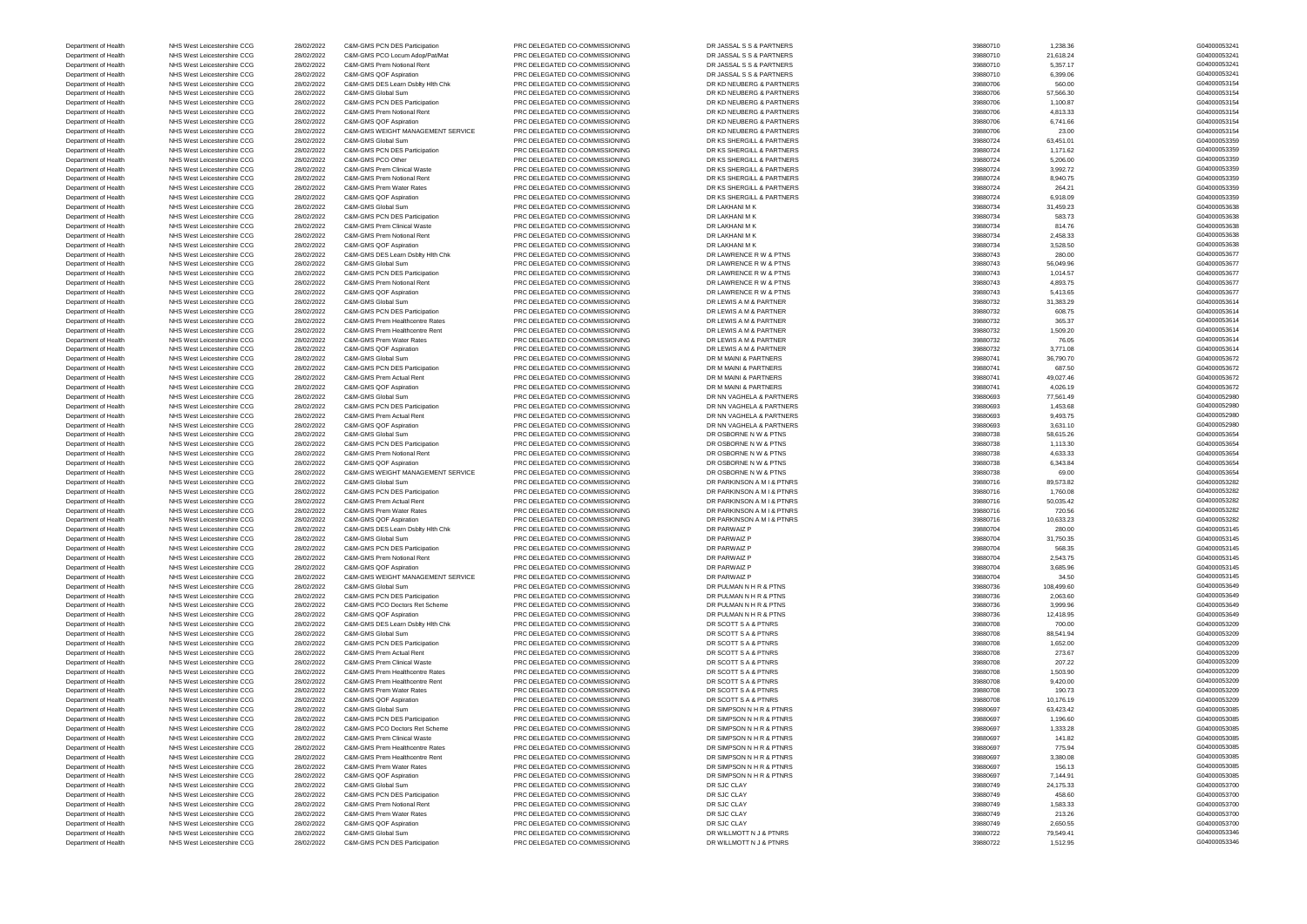| | | | | | | | | |
|---|---|---|---|---|---|---|---|---|
| Department of Health | NHS West Leicestershire CCG | 28/02/2022 | C&M-GMS PCN DES Participation | PRC DELEGATED CO-COMMISSIONING | DR JASSAL S S & PARTNERS | 39880710 | 1,238.36 | G04000053241 |
| Department of Health | NHS West Leicestershire CCG | 28/02/2022 | C&M-GMS PCO Locum Adop/Pat/Mat | PRC DELEGATED CO-COMMISSIONING | DR JASSAL S S & PARTNERS | 39880710 | 21,618.24 | G04000053241 |
| Department of Health | NHS West Leicestershire CCG | 28/02/2022 | C&M-GMS Prem Notional Rent | PRC DELEGATED CO-COMMISSIONING | DR JASSAL S S & PARTNERS | 39880710 | 5,357.17 | G04000053241 |
| Department of Health | NHS West Leicestershire CCG | 28/02/2022 | C&M-GMS QOF Aspiration | PRC DELEGATED CO-COMMISSIONING | DR JASSAL S S & PARTNERS | 39880710 | 6,399.06 | G04000053241 |
| Department of Health | NHS West Leicestershire CCG | 28/02/2022 | C&M-GMS DES Learn Dsblty Hlth Chk | PRC DELEGATED CO-COMMISSIONING | DR KD NEUBERG & PARTNERS | 39880706 | 560.00 | G04000053154 |
| Department of Health | NHS West Leicestershire CCG | 28/02/2022 | C&M-GMS Global Sum | PRC DELEGATED CO-COMMISSIONING | DR KD NEUBERG & PARTNERS | 39880706 | 57,566.30 | G04000053154 |
| Department of Health | NHS West Leicestershire CCG | 28/02/2022 | C&M-GMS PCN DES Participation | PRC DELEGATED CO-COMMISSIONING | DR KD NEUBERG & PARTNERS | 39880706 | 1,100.87 | G04000053154 |
| Department of Health | NHS West Leicestershire CCG | 28/02/2022 | C&M-GMS Prem Notional Rent | PRC DELEGATED CO-COMMISSIONING | DR KD NEUBERG & PARTNERS | 39880706 | 4,813.33 | G04000053154 |
| Department of Health | NHS West Leicestershire CCG | 28/02/2022 | C&M-GMS QOF Aspiration | PRC DELEGATED CO-COMMISSIONING | DR KD NEUBERG & PARTNERS | 39880706 | 6,741.66 | G04000053154 |
| Department of Health | NHS West Leicestershire CCG | 28/02/2022 | C&M-GMS WEIGHT MANAGEMENT SERVICE | PRC DELEGATED CO-COMMISSIONING | DR KD NEUBERG & PARTNERS | 39880706 | 23.00 | G04000053154 |
| Department of Health | NHS West Leicestershire CCG | 28/02/2022 | C&M-GMS Global Sum | PRC DELEGATED CO-COMMISSIONING | DR KS SHERGILL & PARTNERS | 39880724 | 63,451.01 | G04000053359 |
| Department of Health | NHS West Leicestershire CCG | 28/02/2022 | C&M-GMS PCN DES Participation | PRC DELEGATED CO-COMMISSIONING | DR KS SHERGILL & PARTNERS | 39880724 | 1,171.62 | G04000053359 |
| Department of Health | NHS West Leicestershire CCG | 28/02/2022 | C&M-GMS PCO Other | PRC DELEGATED CO-COMMISSIONING | DR KS SHERGILL & PARTNERS | 39880724 | 5,206.00 | G04000053359 |
| Department of Health | NHS West Leicestershire CCG | 28/02/2022 | C&M-GMS Prem Clinical Waste | PRC DELEGATED CO-COMMISSIONING | DR KS SHERGILL & PARTNERS | 39880724 | 3,992.72 | G04000053359 |
| Department of Health | NHS West Leicestershire CCG | 28/02/2022 | C&M-GMS Prem Notional Rent | PRC DELEGATED CO-COMMISSIONING | DR KS SHERGILL & PARTNERS | 39880724 | 8,940.75 | G04000053359 |
| Department of Health | NHS West Leicestershire CCG | 28/02/2022 | C&M-GMS Prem Water Rates | PRC DELEGATED CO-COMMISSIONING | DR KS SHERGILL & PARTNERS | 39880724 | 264.21 | G04000053359 |
| Department of Health | NHS West Leicestershire CCG | 28/02/2022 | C&M-GMS QOF Aspiration | PRC DELEGATED CO-COMMISSIONING | DR KS SHERGILL & PARTNERS | 39880724 | 6,918.09 | G04000053359 |
| Department of Health | NHS West Leicestershire CCG | 28/02/2022 | C&M-GMS Global Sum | PRC DELEGATED CO-COMMISSIONING | DR LAKHANI M K | 39880734 | 31,459.23 | G04000053638 |
| Department of Health | NHS West Leicestershire CCG | 28/02/2022 | C&M-GMS PCN DES Participation | PRC DELEGATED CO-COMMISSIONING | DR LAKHANI M K | 39880734 | 583.73 | G04000053638 |
| Department of Health | NHS West Leicestershire CCG | 28/02/2022 | C&M-GMS Prem Clinical Waste | PRC DELEGATED CO-COMMISSIONING | DR LAKHANI M K | 39880734 | 814.76 | G04000053638 |
| Department of Health | NHS West Leicestershire CCG | 28/02/2022 | C&M-GMS Prem Notional Rent | PRC DELEGATED CO-COMMISSIONING | DR LAKHANI M K | 39880734 | 2,458.33 | G04000053638 |
| Department of Health | NHS West Leicestershire CCG | 28/02/2022 | C&M-GMS QOF Aspiration | PRC DELEGATED CO-COMMISSIONING | DR LAKHANI M K | 39880734 | 3,528.50 | G04000053638 |
| Department of Health | NHS West Leicestershire CCG | 28/02/2022 | C&M-GMS DES Learn Dsblty Hlth Chk | PRC DELEGATED CO-COMMISSIONING | DR LAWRENCE R W & PTNS | 39880743 | 280.00 | G04000053677 |
| Department of Health | NHS West Leicestershire CCG | 28/02/2022 | C&M-GMS Global Sum | PRC DELEGATED CO-COMMISSIONING | DR LAWRENCE R W & PTNS | 39880743 | 56,049.96 | G04000053677 |
| Department of Health | NHS West Leicestershire CCG | 28/02/2022 | C&M-GMS PCN DES Participation | PRC DELEGATED CO-COMMISSIONING | DR LAWRENCE R W & PTNS | 39880743 | 1,014.57 | G04000053677 |
| Department of Health | NHS West Leicestershire CCG | 28/02/2022 | C&M-GMS Prem Notional Rent | PRC DELEGATED CO-COMMISSIONING | DR LAWRENCE R W & PTNS | 39880743 | 4,893.75 | G04000053677 |
| Department of Health | NHS West Leicestershire CCG | 28/02/2022 | C&M-GMS QOF Aspiration | PRC DELEGATED CO-COMMISSIONING | DR LAWRENCE R W & PTNS | 39880743 | 5,413.65 | G04000053677 |
| Department of Health | NHS West Leicestershire CCG | 28/02/2022 | C&M-GMS Global Sum | PRC DELEGATED CO-COMMISSIONING | DR LEWIS A M & PARTNER | 39880732 | 31,383.29 | G04000053614 |
| Department of Health | NHS West Leicestershire CCG | 28/02/2022 | C&M-GMS PCN DES Participation | PRC DELEGATED CO-COMMISSIONING | DR LEWIS A M & PARTNER | 39880732 | 608.75 | G04000053614 |
| Department of Health | NHS West Leicestershire CCG | 28/02/2022 | C&M-GMS Prem Healthcentre Rates | PRC DELEGATED CO-COMMISSIONING | DR LEWIS A M & PARTNER | 39880732 | 365.37 | G04000053614 |
| Department of Health | NHS West Leicestershire CCG | 28/02/2022 | C&M-GMS Prem Healthcentre Rent | PRC DELEGATED CO-COMMISSIONING | DR LEWIS A M & PARTNER | 39880732 | 1,509.20 | G04000053614 |
| Department of Health | NHS West Leicestershire CCG | 28/02/2022 | C&M-GMS Prem Water Rates | PRC DELEGATED CO-COMMISSIONING | DR LEWIS A M & PARTNER | 39880732 | 76.05 | G04000053614 |
| Department of Health | NHS West Leicestershire CCG | 28/02/2022 | C&M-GMS QOF Aspiration | PRC DELEGATED CO-COMMISSIONING | DR LEWIS A M & PARTNER | 39880732 | 3,771.08 | G04000053614 |
| Department of Health | NHS West Leicestershire CCG | 28/02/2022 | C&M-GMS Global Sum | PRC DELEGATED CO-COMMISSIONING | DR M MAINI & PARTNERS | 39880741 | 36,790.70 | G04000053672 |
| Department of Health | NHS West Leicestershire CCG | 28/02/2022 | C&M-GMS PCN DES Participation | PRC DELEGATED CO-COMMISSIONING | DR M MAINI & PARTNERS | 39880741 | 687.50 | G04000053672 |
| Department of Health | NHS West Leicestershire CCG | 28/02/2022 | C&M-GMS Prem Actual Rent | PRC DELEGATED CO-COMMISSIONING | DR M MAINI & PARTNERS | 39880741 | 49,027.46 | G04000053672 |
| Department of Health | NHS West Leicestershire CCG | 28/02/2022 | C&M-GMS QOF Aspiration | PRC DELEGATED CO-COMMISSIONING | DR M MAINI & PARTNERS | 39880741 | 4,026.19 | G04000053672 |
| Department of Health | NHS West Leicestershire CCG | 28/02/2022 | C&M-GMS Global Sum | PRC DELEGATED CO-COMMISSIONING | DR NN VAGHELA & PARTNERS | 39880693 | 77,561.49 | G04000052980 |
| Department of Health | NHS West Leicestershire CCG | 28/02/2022 | C&M-GMS PCN DES Participation | PRC DELEGATED CO-COMMISSIONING | DR NN VAGHELA & PARTNERS | 39880693 | 1,453.68 | G04000052980 |
| Department of Health | NHS West Leicestershire CCG | 28/02/2022 | C&M-GMS Prem Actual Rent | PRC DELEGATED CO-COMMISSIONING | DR NN VAGHELA & PARTNERS | 39880693 | 9,493.75 | G04000052980 |
| Department of Health | NHS West Leicestershire CCG | 28/02/2022 | C&M-GMS QOF Aspiration | PRC DELEGATED CO-COMMISSIONING | DR NN VAGHELA & PARTNERS | 39880693 | 3,631.10 | G04000052980 |
| Department of Health | NHS West Leicestershire CCG | 28/02/2022 | C&M-GMS Global Sum | PRC DELEGATED CO-COMMISSIONING | DR OSBORNE N W & PTNS | 39880738 | 58,615.26 | G04000053654 |
| Department of Health | NHS West Leicestershire CCG | 28/02/2022 | C&M-GMS PCN DES Participation | PRC DELEGATED CO-COMMISSIONING | DR OSBORNE N W & PTNS | 39880738 | 1,113.30 | G04000053654 |
| Department of Health | NHS West Leicestershire CCG | 28/02/2022 | C&M-GMS Prem Notional Rent | PRC DELEGATED CO-COMMISSIONING | DR OSBORNE N W & PTNS | 39880738 | 4,633.33 | G04000053654 |
| Department of Health | NHS West Leicestershire CCG | 28/02/2022 | C&M-GMS QOF Aspiration | PRC DELEGATED CO-COMMISSIONING | DR OSBORNE N W & PTNS | 39880738 | 6,343.84 | G04000053654 |
| Department of Health | NHS West Leicestershire CCG | 28/02/2022 | C&M-GMS WEIGHT MANAGEMENT SERVICE | PRC DELEGATED CO-COMMISSIONING | DR OSBORNE N W & PTNS | 39880738 | 69.00 | G04000053654 |
| Department of Health | NHS West Leicestershire CCG | 28/02/2022 | C&M-GMS Global Sum | PRC DELEGATED CO-COMMISSIONING | DR PARKINSON A M I & PTNRS | 39880716 | 89,573.82 | G04000053282 |
| Department of Health | NHS West Leicestershire CCG | 28/02/2022 | C&M-GMS PCN DES Participation | PRC DELEGATED CO-COMMISSIONING | DR PARKINSON A M I & PTNRS | 39880716 | 1,760.08 | G04000053282 |
| Department of Health | NHS West Leicestershire CCG | 28/02/2022 | C&M-GMS Prem Actual Rent | PRC DELEGATED CO-COMMISSIONING | DR PARKINSON A M I & PTNRS | 39880716 | 50,035.42 | G04000053282 |
| Department of Health | NHS West Leicestershire CCG | 28/02/2022 | C&M-GMS Prem Water Rates | PRC DELEGATED CO-COMMISSIONING | DR PARKINSON A M I & PTNRS | 39880716 | 720.56 | G04000053282 |
| Department of Health | NHS West Leicestershire CCG | 28/02/2022 | C&M-GMS QOF Aspiration | PRC DELEGATED CO-COMMISSIONING | DR PARKINSON A M I & PTNRS | 39880716 | 10,633.23 | G04000053282 |
| Department of Health | NHS West Leicestershire CCG | 28/02/2022 | C&M-GMS DES Learn Dsblty Hlth Chk | PRC DELEGATED CO-COMMISSIONING | DR PARWAIZ P | 39880704 | 280.00 | G04000053145 |
| Department of Health | NHS West Leicestershire CCG | 28/02/2022 | C&M-GMS Global Sum | PRC DELEGATED CO-COMMISSIONING | DR PARWAIZ P | 39880704 | 31,750.35 | G04000053145 |
| Department of Health | NHS West Leicestershire CCG | 28/02/2022 | C&M-GMS PCN DES Participation | PRC DELEGATED CO-COMMISSIONING | DR PARWAIZ P | 39880704 | 568.35 | G04000053145 |
| Department of Health | NHS West Leicestershire CCG | 28/02/2022 | C&M-GMS Prem Notional Rent | PRC DELEGATED CO-COMMISSIONING | DR PARWAIZ P | 39880704 | 2,543.75 | G04000053145 |
| Department of Health | NHS West Leicestershire CCG | 28/02/2022 | C&M-GMS QOF Aspiration | PRC DELEGATED CO-COMMISSIONING | DR PARWAIZ P | 39880704 | 3,685.96 | G04000053145 |
| Department of Health | NHS West Leicestershire CCG | 28/02/2022 | C&M-GMS WEIGHT MANAGEMENT SERVICE | PRC DELEGATED CO-COMMISSIONING | DR PARWAIZ P | 39880704 | 34.50 | G04000053145 |
| Department of Health | NHS West Leicestershire CCG | 28/02/2022 | C&M-GMS Global Sum | PRC DELEGATED CO-COMMISSIONING | DR PULMAN N H R & PTNS | 39880736 | 108,499.60 | G04000053649 |
| Department of Health | NHS West Leicestershire CCG | 28/02/2022 | C&M-GMS PCN DES Participation | PRC DELEGATED CO-COMMISSIONING | DR PULMAN N H R & PTNS | 39880736 | 2,063.60 | G04000053649 |
| Department of Health | NHS West Leicestershire CCG | 28/02/2022 | C&M-GMS PCO Doctors Ret Scheme | PRC DELEGATED CO-COMMISSIONING | DR PULMAN N H R & PTNS | 39880736 | 3,999.96 | G04000053649 |
| Department of Health | NHS West Leicestershire CCG | 28/02/2022 | C&M-GMS QOF Aspiration | PRC DELEGATED CO-COMMISSIONING | DR PULMAN N H R & PTNS | 39880736 | 12,418.95 | G04000053649 |
| Department of Health | NHS West Leicestershire CCG | 28/02/2022 | C&M-GMS DES Learn Dsblty Hlth Chk | PRC DELEGATED CO-COMMISSIONING | DR SCOTT S A & PTNRS | 39880708 | 700.00 | G04000053209 |
| Department of Health | NHS West Leicestershire CCG | 28/02/2022 | C&M-GMS Global Sum | PRC DELEGATED CO-COMMISSIONING | DR SCOTT S A & PTNRS | 39880708 | 88,541.94 | G04000053209 |
| Department of Health | NHS West Leicestershire CCG | 28/02/2022 | C&M-GMS PCN DES Participation | PRC DELEGATED CO-COMMISSIONING | DR SCOTT S A & PTNRS | 39880708 | 1,652.00 | G04000053209 |
| Department of Health | NHS West Leicestershire CCG | 28/02/2022 | C&M-GMS Prem Actual Rent | PRC DELEGATED CO-COMMISSIONING | DR SCOTT S A & PTNRS | 39880708 | 273.67 | G04000053209 |
| Department of Health | NHS West Leicestershire CCG | 28/02/2022 | C&M-GMS Prem Clinical Waste | PRC DELEGATED CO-COMMISSIONING | DR SCOTT S A & PTNRS | 39880708 | 207.22 | G04000053209 |
| Department of Health | NHS West Leicestershire CCG | 28/02/2022 | C&M-GMS Prem Healthcentre Rates | PRC DELEGATED CO-COMMISSIONING | DR SCOTT S A & PTNRS | 39880708 | 1,503.90 | G04000053209 |
| Department of Health | NHS West Leicestershire CCG | 28/02/2022 | C&M-GMS Prem Healthcentre Rent | PRC DELEGATED CO-COMMISSIONING | DR SCOTT S A & PTNRS | 39880708 | 9,420.00 | G04000053209 |
| Department of Health | NHS West Leicestershire CCG | 28/02/2022 | C&M-GMS Prem Water Rates | PRC DELEGATED CO-COMMISSIONING | DR SCOTT S A & PTNRS | 39880708 | 190.73 | G04000053209 |
| Department of Health | NHS West Leicestershire CCG | 28/02/2022 | C&M-GMS QOF Aspiration | PRC DELEGATED CO-COMMISSIONING | DR SCOTT S A & PTNRS | 39880708 | 10,176.19 | G04000053209 |
| Department of Health | NHS West Leicestershire CCG | 28/02/2022 | C&M-GMS Global Sum | PRC DELEGATED CO-COMMISSIONING | DR SIMPSON N H R & PTNRS | 39880697 | 63,423.42 | G04000053085 |
| Department of Health | NHS West Leicestershire CCG | 28/02/2022 | C&M-GMS PCN DES Participation | PRC DELEGATED CO-COMMISSIONING | DR SIMPSON N H R & PTNRS | 39880697 | 1,196.60 | G04000053085 |
| Department of Health | NHS West Leicestershire CCG | 28/02/2022 | C&M-GMS PCO Doctors Ret Scheme | PRC DELEGATED CO-COMMISSIONING | DR SIMPSON N H R & PTNRS | 39880697 | 1,333.28 | G04000053085 |
| Department of Health | NHS West Leicestershire CCG | 28/02/2022 | C&M-GMS Prem Clinical Waste | PRC DELEGATED CO-COMMISSIONING | DR SIMPSON N H R & PTNRS | 39880697 | 141.82 | G04000053085 |
| Department of Health | NHS West Leicestershire CCG | 28/02/2022 | C&M-GMS Prem Healthcentre Rates | PRC DELEGATED CO-COMMISSIONING | DR SIMPSON N H R & PTNRS | 39880697 | 775.94 | G04000053085 |
| Department of Health | NHS West Leicestershire CCG | 28/02/2022 | C&M-GMS Prem Healthcentre Rent | PRC DELEGATED CO-COMMISSIONING | DR SIMPSON N H R & PTNRS | 39880697 | 3,380.08 | G04000053085 |
| Department of Health | NHS West Leicestershire CCG | 28/02/2022 | C&M-GMS Prem Water Rates | PRC DELEGATED CO-COMMISSIONING | DR SIMPSON N H R & PTNRS | 39880697 | 156.13 | G04000053085 |
| Department of Health | NHS West Leicestershire CCG | 28/02/2022 | C&M-GMS QOF Aspiration | PRC DELEGATED CO-COMMISSIONING | DR SIMPSON N H R & PTNRS | 39880697 | 7,144.91 | G04000053085 |
| Department of Health | NHS West Leicestershire CCG | 28/02/2022 | C&M-GMS Global Sum | PRC DELEGATED CO-COMMISSIONING | DR SJC CLAY | 39880749 | 24,175.33 | G04000053700 |
| Department of Health | NHS West Leicestershire CCG | 28/02/2022 | C&M-GMS PCN DES Participation | PRC DELEGATED CO-COMMISSIONING | DR SJC CLAY | 39880749 | 458.60 | G04000053700 |
| Department of Health | NHS West Leicestershire CCG | 28/02/2022 | C&M-GMS Prem Notional Rent | PRC DELEGATED CO-COMMISSIONING | DR SJC CLAY | 39880749 | 1,583.33 | G04000053700 |
| Department of Health | NHS West Leicestershire CCG | 28/02/2022 | C&M-GMS Prem Water Rates | PRC DELEGATED CO-COMMISSIONING | DR SJC CLAY | 39880749 | 213.26 | G04000053700 |
| Department of Health | NHS West Leicestershire CCG | 28/02/2022 | C&M-GMS QOF Aspiration | PRC DELEGATED CO-COMMISSIONING | DR SJC CLAY | 39880749 | 2,650.55 | G04000053700 |
| Department of Health | NHS West Leicestershire CCG | 28/02/2022 | C&M-GMS Global Sum | PRC DELEGATED CO-COMMISSIONING | DR WILLMOTT N J & PTNRS | 39880722 | 79,549.41 | G04000053346 |
| Department of Health | NHS West Leicestershire CCG | 28/02/2022 | C&M-GMS PCN DES Participation | PRC DELEGATED CO-COMMISSIONING | DR WILLMOTT N J & PTNRS | 39880722 | 1,512.95 | G04000053346 |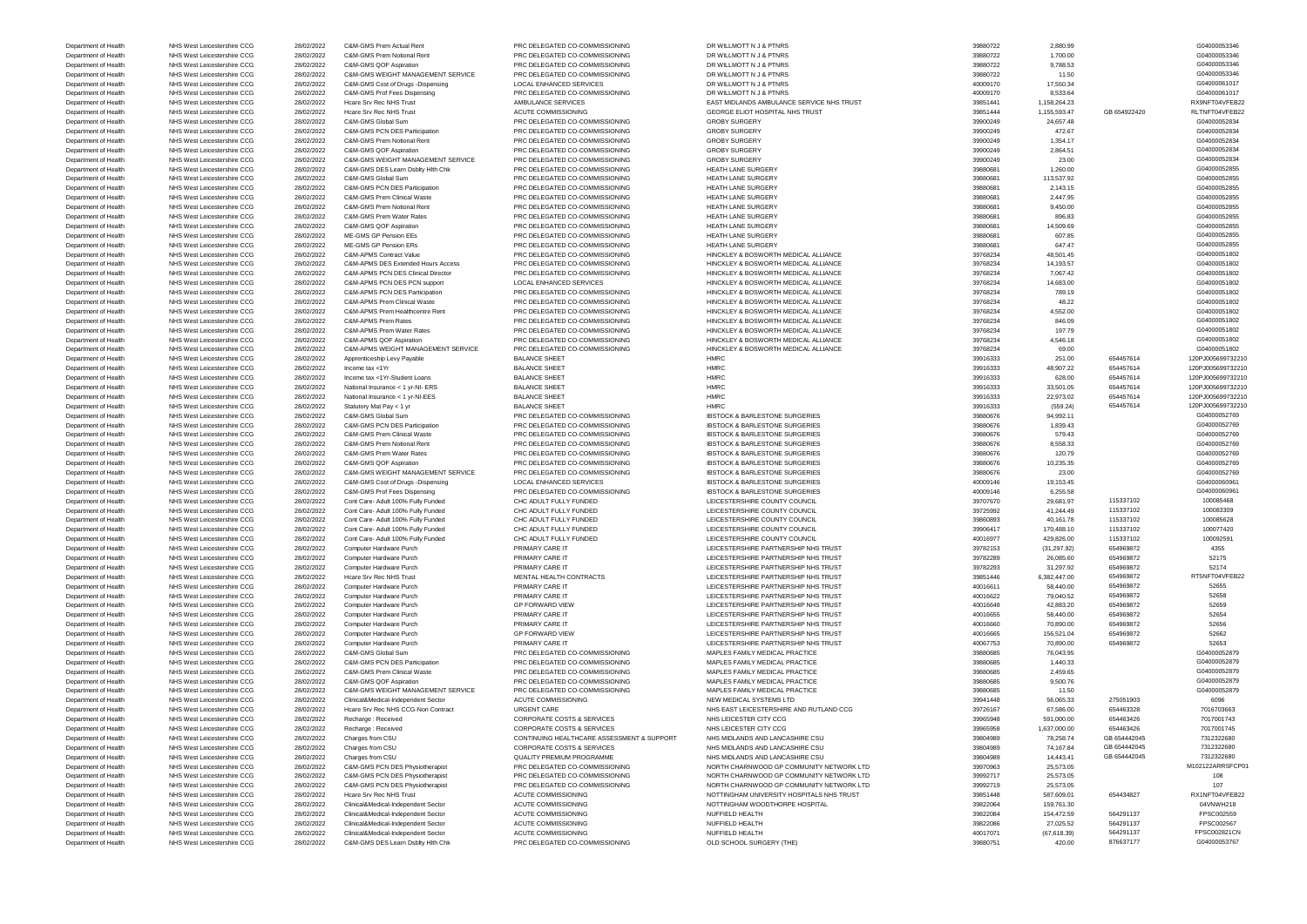| | | | | | | | | | |
|---|---|---|---|---|---|---|---|---|---|
| Department of Health | NHS West Leicestershire CCG | 28/02/2022 | C&M-GMS Prem Actual Rent | PRC DELEGATED CO-COMMISSIONING | DR WILLMOTT N J & PTNRS | 39880722 | 2,880.99 | | G04000053346 |
| Department of Health | NHS West Leicestershire CCG | 28/02/2022 | C&M-GMS Prem Notional Rent | PRC DELEGATED CO-COMMISSIONING | DR WILLMOTT N J & PTNRS | 39880722 | 1,700.00 | | G04000053346 |
| Department of Health | NHS West Leicestershire CCG | 28/02/2022 | C&M-GMS QOF Aspiration | PRC DELEGATED CO-COMMISSIONING | DR WILLMOTT N J & PTNRS | 39880722 | 9,788.53 | | G04000053346 |
| Department of Health | NHS West Leicestershire CCG | 28/02/2022 | C&M-GMS WEIGHT MANAGEMENT SERVICE | PRC DELEGATED CO-COMMISSIONING | DR WILLMOTT N J & PTNRS | 39880722 | 11.50 | | G04000053346 |
| Department of Health | NHS West Leicestershire CCG | 28/02/2022 | C&M-GMS Cost of Drugs -Dispensing | LOCAL ENHANCED SERVICES | DR WILLMOTT N J & PTNRS | 40009170 | 17,550.34 | | G04000061017 |
| Department of Health | NHS West Leicestershire CCG | 28/02/2022 | C&M-GMS Prof Fees Dispensing | PRC DELEGATED CO-COMMISSIONING | DR WILLMOTT N J & PTNRS | 40009170 | 8,533.64 | | G04000061017 |
| Department of Health | NHS West Leicestershire CCG | 28/02/2022 | Hcare Srv Rec NHS Trust | AMBULANCE SERVICES | EAST MIDLANDS AMBULANCE SERVICE NHS TRUST | 39851441 | 1,158,264.23 | | RX9NFT04VFEB22 |
| Department of Health | NHS West Leicestershire CCG | 28/02/2022 | Hcare Srv Rec NHS Trust | ACUTE COMMISSIONING | GEORGE ELIOT HOSPITAL NHS TRUST | 39851444 | 1,155,593.47 | GB 654922420 | RLTNFT04VFEB22 |
| Department of Health | NHS West Leicestershire CCG | 28/02/2022 | C&M-GMS Global Sum | PRC DELEGATED CO-COMMISSIONING | GROBY SURGERY | 39900249 | 24,657.48 | | G04000052834 |
| Department of Health | NHS West Leicestershire CCG | 28/02/2022 | C&M-GMS PCN DES Participation | PRC DELEGATED CO-COMMISSIONING | GROBY SURGERY | 39900249 | 472.67 | | G04000052834 |
| Department of Health | NHS West Leicestershire CCG | 28/02/2022 | C&M-GMS Prem Notional Rent | PRC DELEGATED CO-COMMISSIONING | GROBY SURGERY | 39900249 | 1,354.17 | | G04000052834 |
| Department of Health | NHS West Leicestershire CCG | 28/02/2022 | C&M-GMS QOF Aspiration | PRC DELEGATED CO-COMMISSIONING | GROBY SURGERY | 39900249 | 2,864.51 | | G04000052834 |
| Department of Health | NHS West Leicestershire CCG | 28/02/2022 | C&M-GMS WEIGHT MANAGEMENT SERVICE | PRC DELEGATED CO-COMMISSIONING | GROBY SURGERY | 39900249 | 23.00 | | G04000052834 |
| Department of Health | NHS West Leicestershire CCG | 28/02/2022 | C&M-GMS DES Learn Dsblty Hlth Chk | PRC DELEGATED CO-COMMISSIONING | HEATH LANE SURGERY | 39880681 | 1,260.00 | | G04000052855 |
| Department of Health | NHS West Leicestershire CCG | 28/02/2022 | C&M-GMS Global Sum | PRC DELEGATED CO-COMMISSIONING | HEATH LANE SURGERY | 39880681 | 113,537.92 | | G04000052855 |
| Department of Health | NHS West Leicestershire CCG | 28/02/2022 | C&M-GMS PCN DES Participation | PRC DELEGATED CO-COMMISSIONING | HEATH LANE SURGERY | 39880681 | 2,143.15 | | G04000052855 |
| Department of Health | NHS West Leicestershire CCG | 28/02/2022 | C&M-GMS Prem Clinical Waste | PRC DELEGATED CO-COMMISSIONING | HEATH LANE SURGERY | 39880681 | 2,447.95 | | G04000052855 |
| Department of Health | NHS West Leicestershire CCG | 28/02/2022 | C&M-GMS Prem Notional Rent | PRC DELEGATED CO-COMMISSIONING | HEATH LANE SURGERY | 39880681 | 9,450.00 | | G04000052855 |
| Department of Health | NHS West Leicestershire CCG | 28/02/2022 | C&M-GMS Prem Water Rates | PRC DELEGATED CO-COMMISSIONING | HEATH LANE SURGERY | 39880681 | 896.83 | | G04000052855 |
| Department of Health | NHS West Leicestershire CCG | 28/02/2022 | C&M-GMS QOF Aspiration | PRC DELEGATED CO-COMMISSIONING | HEATH LANE SURGERY | 39880681 | 14,509.69 | | G04000052855 |
| Department of Health | NHS West Leicestershire CCG | 28/02/2022 | ME-GMS GP Pension EEs | PRC DELEGATED CO-COMMISSIONING | HEATH LANE SURGERY | 39880681 | 607.85 | | G04000052855 |
| Department of Health | NHS West Leicestershire CCG | 28/02/2022 | ME-GMS GP Pension ERs | PRC DELEGATED CO-COMMISSIONING | HEATH LANE SURGERY | 39880681 | 647.47 | | G04000052855 |
| Department of Health | NHS West Leicestershire CCG | 28/02/2022 | C&M-APMS Contract Value | PRC DELEGATED CO-COMMISSIONING | HINCKLEY & BOSWORTH MEDICAL ALLIANCE | 39768234 | 48,501.45 | | G04000051802 |
| Department of Health | NHS West Leicestershire CCG | 28/02/2022 | C&M-APMS DES Extended Hours Access | PRC DELEGATED CO-COMMISSIONING | HINCKLEY & BOSWORTH MEDICAL ALLIANCE | 39768234 | 14,193.57 | | G04000051802 |
| Department of Health | NHS West Leicestershire CCG | 28/02/2022 | C&M-APMS PCN DES Clinical Director | PRC DELEGATED CO-COMMISSIONING | HINCKLEY & BOSWORTH MEDICAL ALLIANCE | 39768234 | 7,067.42 | | G04000051802 |
| Department of Health | NHS West Leicestershire CCG | 28/02/2022 | C&M-APMS PCN DES PCN support | LOCAL ENHANCED SERVICES | HINCKLEY & BOSWORTH MEDICAL ALLIANCE | 39768234 | 14,683.00 | | G04000051802 |
| Department of Health | NHS West Leicestershire CCG | 28/02/2022 | C&M-APMS PCN DES Participation | PRC DELEGATED CO-COMMISSIONING | HINCKLEY & BOSWORTH MEDICAL ALLIANCE | 39768234 | 789.19 | | G04000051802 |
| Department of Health | NHS West Leicestershire CCG | 28/02/2022 | C&M-APMS Prem Clinical Waste | PRC DELEGATED CO-COMMISSIONING | HINCKLEY & BOSWORTH MEDICAL ALLIANCE | 39768234 | 48.22 | | G04000051802 |
| Department of Health | NHS West Leicestershire CCG | 28/02/2022 | C&M-APMS Prem Healthcentre Rent | PRC DELEGATED CO-COMMISSIONING | HINCKLEY & BOSWORTH MEDICAL ALLIANCE | 39768234 | 4,552.00 | | G04000051802 |
| Department of Health | NHS West Leicestershire CCG | 28/02/2022 | C&M-APMS Prem Rates | PRC DELEGATED CO-COMMISSIONING | HINCKLEY & BOSWORTH MEDICAL ALLIANCE | 39768234 | 846.09 | | G04000051802 |
| Department of Health | NHS West Leicestershire CCG | 28/02/2022 | C&M-APMS Prem Water Rates | PRC DELEGATED CO-COMMISSIONING | HINCKLEY & BOSWORTH MEDICAL ALLIANCE | 39768234 | 197.79 | | G04000051802 |
| Department of Health | NHS West Leicestershire CCG | 28/02/2022 | C&M-APMS QOF Aspiration | PRC DELEGATED CO-COMMISSIONING | HINCKLEY & BOSWORTH MEDICAL ALLIANCE | 39768234 | 4,546.18 | | G04000051802 |
| Department of Health | NHS West Leicestershire CCG | 28/02/2022 | C&M-APMS WEIGHT MANAGEMENT SERVICE | PRC DELEGATED CO-COMMISSIONING | HINCKLEY & BOSWORTH MEDICAL ALLIANCE | 39768234 | 69.00 | | G04000051802 |
| Department of Health | NHS West Leicestershire CCG | 28/02/2022 | Apprenticeship Levy Payable | BALANCE SHEET | HMRC | 39916333 | 251.00 | 654457614 | 120PJ005699732210 |
| Department of Health | NHS West Leicestershire CCG | 28/02/2022 | Income tax <1Yr | BALANCE SHEET | HMRC | 39916333 | 48,907.22 | 654457614 | 120PJ005699732210 |
| Department of Health | NHS West Leicestershire CCG | 28/02/2022 | Income tax <1Yr-Student Loans | BALANCE SHEET | HMRC | 39916333 | 628.00 | 654457614 | 120PJ005699732210 |
| Department of Health | NHS West Leicestershire CCG | 28/02/2022 | National Insurance < 1 yr-NI- ERS | BALANCE SHEET | HMRC | 39916333 | 33,501.05 | 654457614 | 120PJ005699732210 |
| Department of Health | NHS West Leicestershire CCG | 28/02/2022 | National Insurance < 1 yr-NI-EES | BALANCE SHEET | HMRC | 39916333 | 22,973.02 | 654457614 | 120PJ005699732210 |
| Department of Health | NHS West Leicestershire CCG | 28/02/2022 | Statutory Mat Pay < 1 yr | BALANCE SHEET | HMRC | 39916333 | (559.24) | 654457614 | 120PJ005699732210 |
| Department of Health | NHS West Leicestershire CCG | 28/02/2022 | C&M-GMS Global Sum | PRC DELEGATED CO-COMMISSIONING | IBSTOCK & BARLESTONE SURGERIES | 39880676 | 94,992.11 | | G04000052769 |
| Department of Health | NHS West Leicestershire CCG | 28/02/2022 | C&M-GMS PCN DES Participation | PRC DELEGATED CO-COMMISSIONING | IBSTOCK & BARLESTONE SURGERIES | 39880676 | 1,839.43 | | G04000052769 |
| Department of Health | NHS West Leicestershire CCG | 28/02/2022 | C&M-GMS Prem Clinical Waste | PRC DELEGATED CO-COMMISSIONING | IBSTOCK & BARLESTONE SURGERIES | 39880676 | 579.43 | | G04000052769 |
| Department of Health | NHS West Leicestershire CCG | 28/02/2022 | C&M-GMS Prem Notional Rent | PRC DELEGATED CO-COMMISSIONING | IBSTOCK & BARLESTONE SURGERIES | 39880676 | 8,558.33 | | G04000052769 |
| Department of Health | NHS West Leicestershire CCG | 28/02/2022 | C&M-GMS Prem Water Rates | PRC DELEGATED CO-COMMISSIONING | IBSTOCK & BARLESTONE SURGERIES | 39880676 | 120.79 | | G04000052769 |
| Department of Health | NHS West Leicestershire CCG | 28/02/2022 | C&M-GMS QOF Aspiration | PRC DELEGATED CO-COMMISSIONING | IBSTOCK & BARLESTONE SURGERIES | 39880676 | 10,235.35 | | G04000052769 |
| Department of Health | NHS West Leicestershire CCG | 28/02/2022 | C&M-GMS WEIGHT MANAGEMENT SERVICE | PRC DELEGATED CO-COMMISSIONING | IBSTOCK & BARLESTONE SURGERIES | 39880676 | 23.00 | | G04000052769 |
| Department of Health | NHS West Leicestershire CCG | 28/02/2022 | C&M-GMS Cost of Drugs -Dispensing | LOCAL ENHANCED SERVICES | IBSTOCK & BARLESTONE SURGERIES | 40009146 | 19,153.45 | | G04000060961 |
| Department of Health | NHS West Leicestershire CCG | 28/02/2022 | C&M-GMS Prof Fees Dispensing | PRC DELEGATED CO-COMMISSIONING | IBSTOCK & BARLESTONE SURGERIES | 40009146 | 6,255.58 | | G04000060961 |
| Department of Health | NHS West Leicestershire CCG | 28/02/2022 | Cont Care- Adult 100% Fully Funded | CHC ADULT FULLY FUNDED | LEICESTERSHIRE COUNTY COUNCIL | 39707670 | 29,681.97 | 115337102 | 100085468 |
| Department of Health | NHS West Leicestershire CCG | 28/02/2022 | Cont Care- Adult 100% Fully Funded | CHC ADULT FULLY FUNDED | LEICESTERSHIRE COUNTY COUNCIL | 39725992 | 41,244.49 | 115337102 | 100083309 |
| Department of Health | NHS West Leicestershire CCG | 28/02/2022 | Cont Care- Adult 100% Fully Funded | CHC ADULT FULLY FUNDED | LEICESTERSHIRE COUNTY COUNCIL | 39860893 | 40,161.78 | 115337102 | 100085628 |
| Department of Health | NHS West Leicestershire CCG | 28/02/2022 | Cont Care- Adult 100% Fully Funded | CHC ADULT FULLY FUNDED | LEICESTERSHIRE COUNTY COUNCIL | 39906417 | 170,488.10 | 115337102 | 100077420 |
| Department of Health | NHS West Leicestershire CCG | 28/02/2022 | Cont Care- Adult 100% Fully Funded | CHC ADULT FULLY FUNDED | LEICESTERSHIRE COUNTY COUNCIL | 40016977 | 429,826.00 | 115337102 | 100092591 |
| Department of Health | NHS West Leicestershire CCG | 28/02/2022 | Computer Hardware Purch | PRIMARY CARE IT | LEICESTERSHIRE PARTNERSHIP NHS TRUST | 39782153 | (31,297.92) | 654969872 | 4355 |
| Department of Health | NHS West Leicestershire CCG | 28/02/2022 | Computer Hardware Purch | PRIMARY CARE IT | LEICESTERSHIRE PARTNERSHIP NHS TRUST | 39782289 | 26,085.60 | 654969872 | 52175 |
| Department of Health | NHS West Leicestershire CCG | 28/02/2022 | Computer Hardware Purch | PRIMARY CARE IT | LEICESTERSHIRE PARTNERSHIP NHS TRUST | 39782293 | 31,297.92 | 654969872 | 52174 |
| Department of Health | NHS West Leicestershire CCG | 28/02/2022 | Hcare Srv Rec NHS Trust | MENTAL HEALTH CONTRACTS | LEICESTERSHIRE PARTNERSHIP NHS TRUST | 39851446 | 6,382,447.00 | 654969872 | RT5NFT04VFEB22 |
| Department of Health | NHS West Leicestershire CCG | 28/02/2022 | Computer Hardware Purch | PRIMARY CARE IT | LEICESTERSHIRE PARTNERSHIP NHS TRUST | 40016611 | 58,440.00 | 654969872 | 52655 |
| Department of Health | NHS West Leicestershire CCG | 28/02/2022 | Computer Hardware Purch | PRIMARY CARE IT | LEICESTERSHIRE PARTNERSHIP NHS TRUST | 40016622 | 79,040.52 | 654969872 | 52658 |
| Department of Health | NHS West Leicestershire CCG | 28/02/2022 | Computer Hardware Purch | GP FORWARD VIEW | LEICESTERSHIRE PARTNERSHIP NHS TRUST | 40016648 | 42,883.20 | 654969872 | 52659 |
| Department of Health | NHS West Leicestershire CCG | 28/02/2022 | Computer Hardware Purch | PRIMARY CARE IT | LEICESTERSHIRE PARTNERSHIP NHS TRUST | 40016655 | 58,440.00 | 654969872 | 52654 |
| Department of Health | NHS West Leicestershire CCG | 28/02/2022 | Computer Hardware Purch | PRIMARY CARE IT | LEICESTERSHIRE PARTNERSHIP NHS TRUST | 40016660 | 70,890.00 | 654969872 | 52656 |
| Department of Health | NHS West Leicestershire CCG | 28/02/2022 | Computer Hardware Purch | GP FORWARD VIEW | LEICESTERSHIRE PARTNERSHIP NHS TRUST | 40016665 | 156,521.04 | 654969872 | 52662 |
| Department of Health | NHS West Leicestershire CCG | 28/02/2022 | Computer Hardware Purch | PRIMARY CARE IT | LEICESTERSHIRE PARTNERSHIP NHS TRUST | 40067753 | 70,890.00 | 654969872 | 52653 |
| Department of Health | NHS West Leicestershire CCG | 28/02/2022 | C&M-GMS Global Sum | PRC DELEGATED CO-COMMISSIONING | MAPLES FAMILY MEDICAL PRACTICE | 39880685 | 76,043.95 | | G04000052879 |
| Department of Health | NHS West Leicestershire CCG | 28/02/2022 | C&M-GMS PCN DES Participation | PRC DELEGATED CO-COMMISSIONING | MAPLES FAMILY MEDICAL PRACTICE | 39880685 | 1,440.33 | | G04000052879 |
| Department of Health | NHS West Leicestershire CCG | 28/02/2022 | C&M-GMS Prem Clinical Waste | PRC DELEGATED CO-COMMISSIONING | MAPLES FAMILY MEDICAL PRACTICE | 39880685 | 2,459.65 | | G04000052879 |
| Department of Health | NHS West Leicestershire CCG | 28/02/2022 | C&M-GMS QOF Aspiration | PRC DELEGATED CO-COMMISSIONING | MAPLES FAMILY MEDICAL PRACTICE | 39880685 | 9,500.76 | | G04000052879 |
| Department of Health | NHS West Leicestershire CCG | 28/02/2022 | C&M-GMS WEIGHT MANAGEMENT SERVICE | PRC DELEGATED CO-COMMISSIONING | MAPLES FAMILY MEDICAL PRACTICE | 39880685 | 11.50 | | G04000052879 |
| Department of Health | NHS West Leicestershire CCG | 28/02/2022 | Clinical&Medical-Independent Sector | ACUTE COMMISSIONING | NEW MEDICAL SYSTEMS LTD | 39941448 | 56,065.33 | 275051903 | 6096 |
| Department of Health | NHS West Leicestershire CCG | 28/02/2022 | Hcare Srv Rec NHS CCG-Non Contract | URGENT CARE | NHS EAST LEICESTERSHIRE AND RUTLAND CCG | 39726167 | 67,586.00 | 654463328 | 7016703663 |
| Department of Health | NHS West Leicestershire CCG | 28/02/2022 | Recharge : Received | CORPORATE COSTS & SERVICES | NHS LEICESTER CITY CCG | 39965948 | 591,000.00 | 654463426 | 7017001743 |
| Department of Health | NHS West Leicestershire CCG | 28/02/2022 | Recharge : Received | CORPORATE COSTS & SERVICES | NHS LEICESTER CITY CCG | 39965958 | 1,637,000.00 | 654463426 | 7017001745 |
| Department of Health | NHS West Leicestershire CCG | 28/02/2022 | Charges from CSU | CONTINUING HEALTHCARE ASSESSMENT & SUPPORT | NHS MIDLANDS AND LANCASHIRE CSU | 39804989 | 78,258.74 | GB 654442045 | 7312322680 |
| Department of Health | NHS West Leicestershire CCG | 28/02/2022 | Charges from CSU | CORPORATE COSTS & SERVICES | NHS MIDLANDS AND LANCASHIRE CSU | 39804989 | 74,167.84 | GB 654442045 | 7312322680 |
| Department of Health | NHS West Leicestershire CCG | 28/02/2022 | Charges from CSU | QUALITY PREMIUM PROGRAMME | NHS MIDLANDS AND LANCASHIRE CSU | 39804989 | 14,443.41 | GB 654442045 | 7312322680 |
| Department of Health | NHS West Leicestershire CCG | 28/02/2022 | C&M-GMS PCN DES Physiotherapist | PRC DELEGATED CO-COMMISSIONING | NORTH CHARNWOOD GP COMMUNITY NETWORK LTD | 39970963 | 25,573.05 | | M102122ARRSFCP01 |
| Department of Health | NHS West Leicestershire CCG | 28/02/2022 | C&M-GMS PCN DES Physiotherapist | PRC DELEGATED CO-COMMISSIONING | NORTH CHARNWOOD GP COMMUNITY NETWORK LTD | 39992717 | 25,573.05 | | 108 |
| Department of Health | NHS West Leicestershire CCG | 28/02/2022 | C&M-GMS PCN DES Physiotherapist | PRC DELEGATED CO-COMMISSIONING | NORTH CHARNWOOD GP COMMUNITY NETWORK LTD | 39992719 | 25,573.05 | | 107 |
| Department of Health | NHS West Leicestershire CCG | 28/02/2022 | Hcare Srv Rec NHS Trust | ACUTE COMMISSIONING | NOTTINGHAM UNIVERSITY HOSPITALS NHS TRUST | 39851448 | 587,609.01 | 654434827 | RX1NFT04VFEB22 |
| Department of Health | NHS West Leicestershire CCG | 28/02/2022 | Clinical&Medical-Independent Sector | ACUTE COMMISSIONING | NOTTINGHAM WOODTHORPE HOSPITAL | 39822064 | 159,761.30 | | 04VNWH218 |
| Department of Health | NHS West Leicestershire CCG | 28/02/2022 | Clinical&Medical-Independent Sector | ACUTE COMMISSIONING | NUFFIELD HEALTH | 39822084 | 154,472.59 | 564291137 | FPSC002559 |
| Department of Health | NHS West Leicestershire CCG | 28/02/2022 | Clinical&Medical-Independent Sector | ACUTE COMMISSIONING | NUFFIELD HEALTH | 39822086 | 27,025.52 | 564291137 | FPSC002567 |
| Department of Health | NHS West Leicestershire CCG | 28/02/2022 | Clinical&Medical-Independent Sector | ACUTE COMMISSIONING | NUFFIELD HEALTH | 40017071 | (67,618.39) | 564291137 | FPSC002821CN |
| Department of Health | NHS West Leicestershire CCG | 28/02/2022 | C&M-GMS DES Learn Dsblty Hlth Chk | PRC DELEGATED CO-COMMISSIONING | OLD SCHOOL SURGERY (THE) | 39880751 | 420.00 | 876637177 | G04000053767 |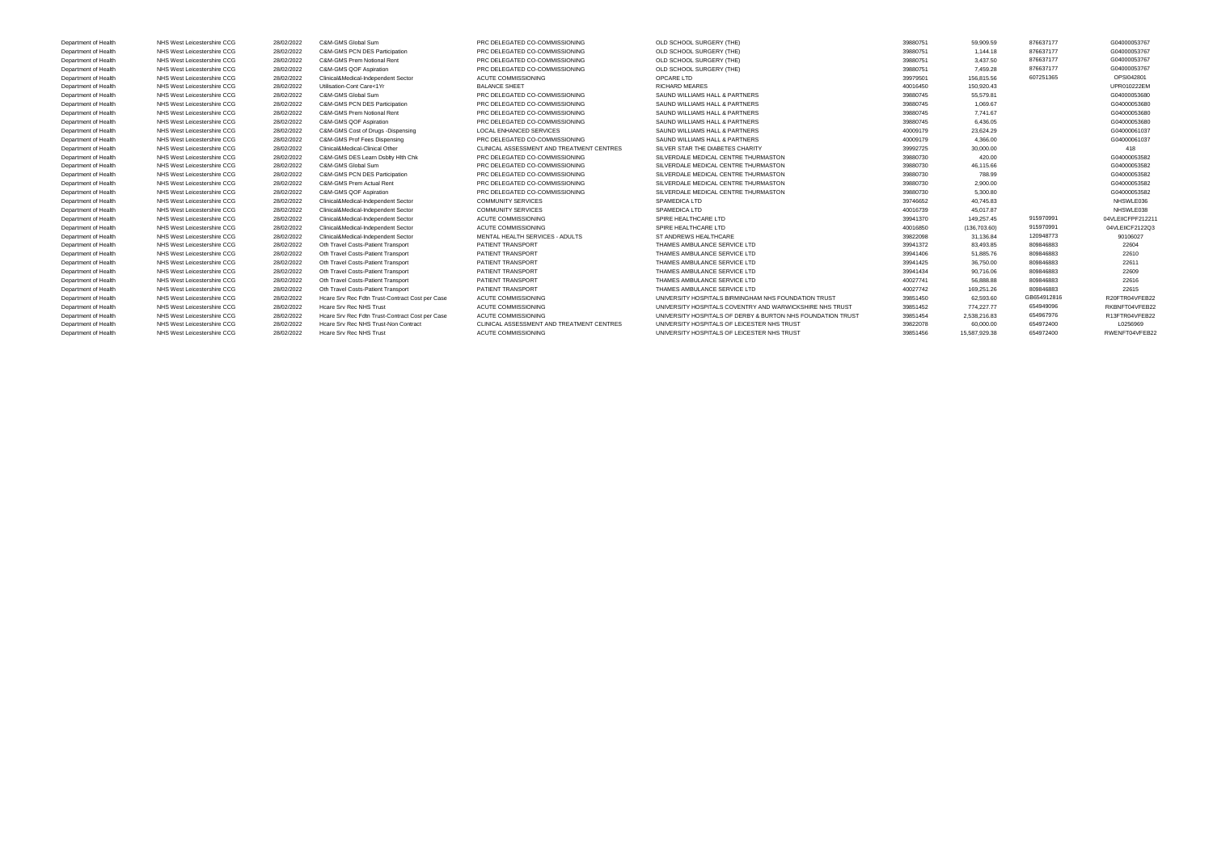| | | | | | | | | | |
|---|---|---|---|---|---|---|---|---|---|
| Department of Health | NHS West Leicestershire CCG | 28/02/2022 | C&M-GMS Global Sum | PRC DELEGATED CO-COMMISSIONING | OLD SCHOOL SURGERY (THE) | 39880751 | 59,909.59 | 876637177 | G04000053767 |
| Department of Health | NHS West Leicestershire CCG | 28/02/2022 | C&M-GMS PCN DES Participation | PRC DELEGATED CO-COMMISSIONING | OLD SCHOOL SURGERY (THE) | 39880751 | 1,144.18 | 876637177 | G04000053767 |
| Department of Health | NHS West Leicestershire CCG | 28/02/2022 | C&M-GMS Prem Notional Rent | PRC DELEGATED CO-COMMISSIONING | OLD SCHOOL SURGERY (THE) | 39880751 | 3,437.50 | 876637177 | G04000053767 |
| Department of Health | NHS West Leicestershire CCG | 28/02/2022 | C&M-GMS QOF Aspiration | PRC DELEGATED CO-COMMISSIONING | OLD SCHOOL SURGERY (THE) | 39880751 | 7,459.28 | 876637177 | G04000053767 |
| Department of Health | NHS West Leicestershire CCG | 28/02/2022 | Clinical&Medical-Independent Sector | ACUTE COMMISSIONING | OPCARE LTD | 39979501 | 156,815.56 | 607251365 | OPSI042801 |
| Department of Health | NHS West Leicestershire CCG | 28/02/2022 | Utilisation-Cont Care<1Yr | BALANCE SHEET | RICHARD MEARES | 40016450 | 150,920.43 | | UPR010222EM |
| Department of Health | NHS West Leicestershire CCG | 28/02/2022 | C&M-GMS Global Sum | PRC DELEGATED CO-COMMISSIONING | SAUND WILLIAMS HALL & PARTNERS | 39880745 | 55,579.81 | | G04000053680 |
| Department of Health | NHS West Leicestershire CCG | 28/02/2022 | C&M-GMS PCN DES Participation | PRC DELEGATED CO-COMMISSIONING | SAUND WILLIAMS HALL & PARTNERS | 39880745 | 1,069.67 | | G04000053680 |
| Department of Health | NHS West Leicestershire CCG | 28/02/2022 | C&M-GMS Prem Notional Rent | PRC DELEGATED CO-COMMISSIONING | SAUND WILLIAMS HALL & PARTNERS | 39880745 | 7,741.67 | | G04000053680 |
| Department of Health | NHS West Leicestershire CCG | 28/02/2022 | C&M-GMS QOF Aspiration | PRC DELEGATED CO-COMMISSIONING | SAUND WILLIAMS HALL & PARTNERS | 39880745 | 6,436.05 | | G04000053680 |
| Department of Health | NHS West Leicestershire CCG | 28/02/2022 | C&M-GMS Cost of Drugs -Dispensing | LOCAL ENHANCED SERVICES | SAUND WILLIAMS HALL & PARTNERS | 40009179 | 23,624.29 | | G04000061037 |
| Department of Health | NHS West Leicestershire CCG | 28/02/2022 | C&M-GMS Prof Fees Dispensing | PRC DELEGATED CO-COMMISSIONING | SAUND WILLIAMS HALL & PARTNERS | 40009179 | 4,366.00 | | G04000061037 |
| Department of Health | NHS West Leicestershire CCG | 28/02/2022 | Clinical&Medical-Clinical Other | CLINICAL ASSESSMENT AND TREATMENT CENTRES | SILVER STAR THE DIABETES CHARITY | 39992725 | 30,000.00 | | 418 |
| Department of Health | NHS West Leicestershire CCG | 28/02/2022 | C&M-GMS DES Learn Dsblty Hlth Chk | PRC DELEGATED CO-COMMISSIONING | SILVERDALE MEDICAL CENTRE THURMASTON | 39880730 | 420.00 | | G04000053582 |
| Department of Health | NHS West Leicestershire CCG | 28/02/2022 | C&M-GMS Global Sum | PRC DELEGATED CO-COMMISSIONING | SILVERDALE MEDICAL CENTRE THURMASTON | 39880730 | 46,115.66 | | G04000053582 |
| Department of Health | NHS West Leicestershire CCG | 28/02/2022 | C&M-GMS PCN DES Participation | PRC DELEGATED CO-COMMISSIONING | SILVERDALE MEDICAL CENTRE THURMASTON | 39880730 | 788.99 | | G04000053582 |
| Department of Health | NHS West Leicestershire CCG | 28/02/2022 | C&M-GMS Prem Actual Rent | PRC DELEGATED CO-COMMISSIONING | SILVERDALE MEDICAL CENTRE THURMASTON | 39880730 | 2,900.00 | | G04000053582 |
| Department of Health | NHS West Leicestershire CCG | 28/02/2022 | C&M-GMS QOF Aspiration | PRC DELEGATED CO-COMMISSIONING | SILVERDALE MEDICAL CENTRE THURMASTON | 39880730 | 5,300.80 | | G04000053582 |
| Department of Health | NHS West Leicestershire CCG | 28/02/2022 | Clinical&Medical-Independent Sector | COMMUNITY SERVICES | SPAMEDICA LTD | 39746652 | 40,745.83 | | NHSWLE036 |
| Department of Health | NHS West Leicestershire CCG | 28/02/2022 | Clinical&Medical-Independent Sector | COMMUNITY SERVICES | SPAMEDICA LTD | 40016739 | 45,017.87 | | NHSWLE038 |
| Department of Health | NHS West Leicestershire CCG | 28/02/2022 | Clinical&Medical-Independent Sector | ACUTE COMMISSIONING | SPIRE HEALTHCARE LTD | 39941370 | 149,257.45 | 915970991 | 04VLEIICFPF212211 |
| Department of Health | NHS West Leicestershire CCG | 28/02/2022 | Clinical&Medical-Independent Sector | ACUTE COMMISSIONING | SPIRE HEALTHCARE LTD | 40016850 | (136,703.60) | 915970991 | 04VLEIICF2122Q3 |
| Department of Health | NHS West Leicestershire CCG | 28/02/2022 | Clinical&Medical-Independent Sector | MENTAL HEALTH SERVICES - ADULTS | ST ANDREWS HEALTHCARE | 39822098 | 31,136.84 | 120948773 | 90106027 |
| Department of Health | NHS West Leicestershire CCG | 28/02/2022 | Oth Travel Costs-Patient Transport | PATIENT TRANSPORT | THAMES AMBULANCE SERVICE LTD | 39941372 | 83,493.85 | 809846883 | 22604 |
| Department of Health | NHS West Leicestershire CCG | 28/02/2022 | Oth Travel Costs-Patient Transport | PATIENT TRANSPORT | THAMES AMBULANCE SERVICE LTD | 39941406 | 51,885.76 | 809846883 | 22610 |
| Department of Health | NHS West Leicestershire CCG | 28/02/2022 | Oth Travel Costs-Patient Transport | PATIENT TRANSPORT | THAMES AMBULANCE SERVICE LTD | 39941425 | 36,750.00 | 809846883 | 22611 |
| Department of Health | NHS West Leicestershire CCG | 28/02/2022 | Oth Travel Costs-Patient Transport | PATIENT TRANSPORT | THAMES AMBULANCE SERVICE LTD | 39941434 | 90,716.06 | 809846883 | 22609 |
| Department of Health | NHS West Leicestershire CCG | 28/02/2022 | Oth Travel Costs-Patient Transport | PATIENT TRANSPORT | THAMES AMBULANCE SERVICE LTD | 40027741 | 56,888.88 | 809846883 | 22616 |
| Department of Health | NHS West Leicestershire CCG | 28/02/2022 | Oth Travel Costs-Patient Transport | PATIENT TRANSPORT | THAMES AMBULANCE SERVICE LTD | 40027742 | 169,251.26 | 809846883 | 22615 |
| Department of Health | NHS West Leicestershire CCG | 28/02/2022 | Hcare Srv Rec Fdtn Trust-Contract Cost per Case | ACUTE COMMISSIONING | UNIVERSITY HOSPITALS BIRMINGHAM NHS FOUNDATION TRUST | 39851450 | 62,593.60 | GB654912816 | R20FTR04VFEB22 |
| Department of Health | NHS West Leicestershire CCG | 28/02/2022 | Hcare Srv Rec NHS Trust | ACUTE COMMISSIONING | UNIVERSITY HOSPITALS COVENTRY AND WARWICKSHIRE NHS TRUST | 39851452 | 774,227.77 | 654949096 | RKBNFT04VFEB22 |
| Department of Health | NHS West Leicestershire CCG | 28/02/2022 | Hcare Srv Rec Fdtn Trust-Contract Cost per Case | ACUTE COMMISSIONING | UNIVERSITY HOSPITALS OF DERBY & BURTON NHS FOUNDATION TRUST | 39851454 | 2,538,216.83 | 654967976 | R13FTR04VFEB22 |
| Department of Health | NHS West Leicestershire CCG | 28/02/2022 | Hcare Srv Rec NHS Trust-Non Contract | CLINICAL ASSESSMENT AND TREATMENT CENTRES | UNIVERSITY HOSPITALS OF LEICESTER NHS TRUST | 39822078 | 60,000.00 | 654972400 | L0256969 |
| Department of Health | NHS West Leicestershire CCG | 28/02/2022 | Hcare Srv Rec NHS Trust | ACUTE COMMISSIONING | UNIVERSITY HOSPITALS OF LEICESTER NHS TRUST | 39851456 | 15,587,929.38 | 654972400 | RWENFT04VFEB22 |